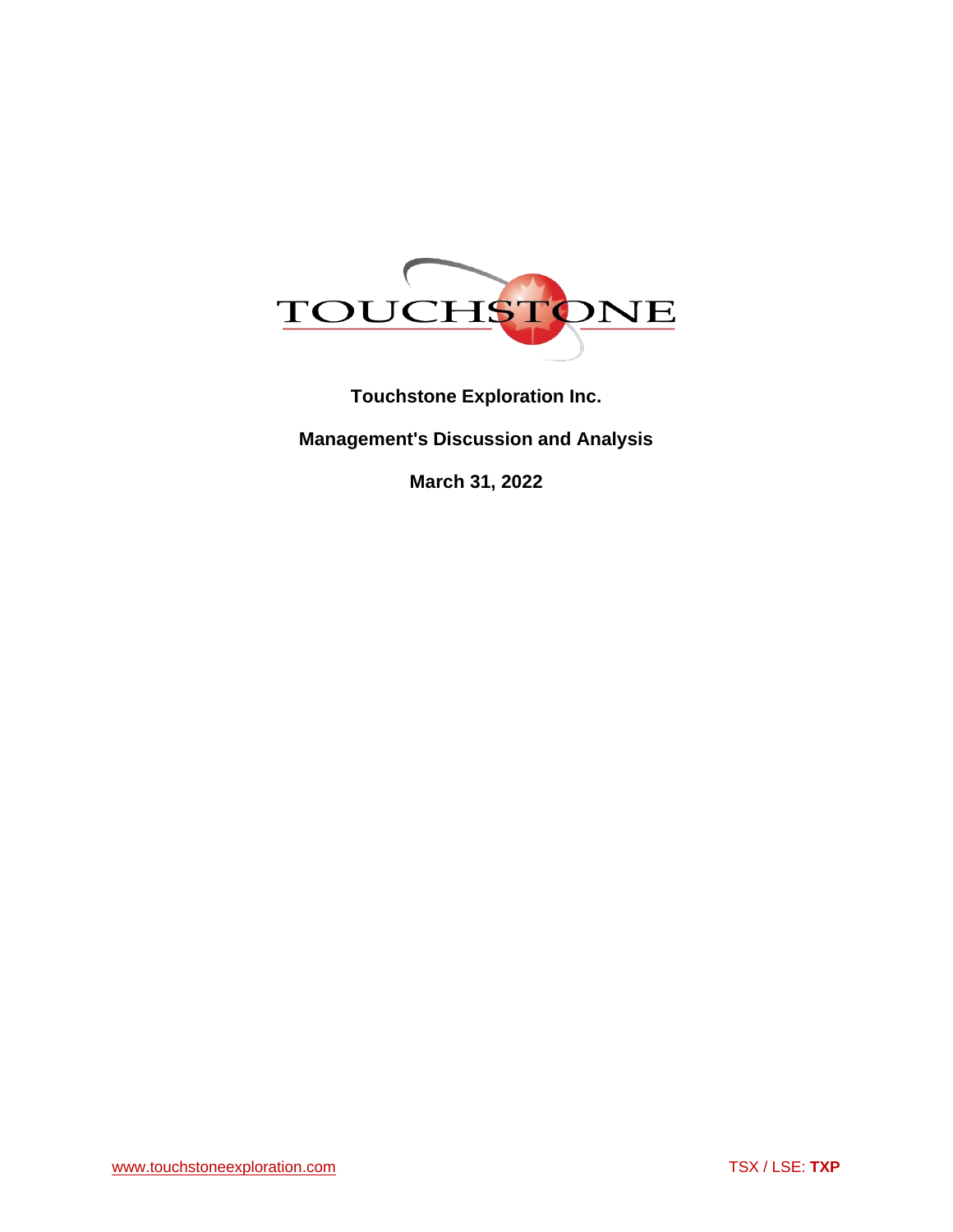TOUCHSTONE

**Touchstone Exploration Inc.**

**Management's Discussion and Analysis**

**March 31, 2022**

www.touchstoneexploration.com

TSX / LSE: **TXP**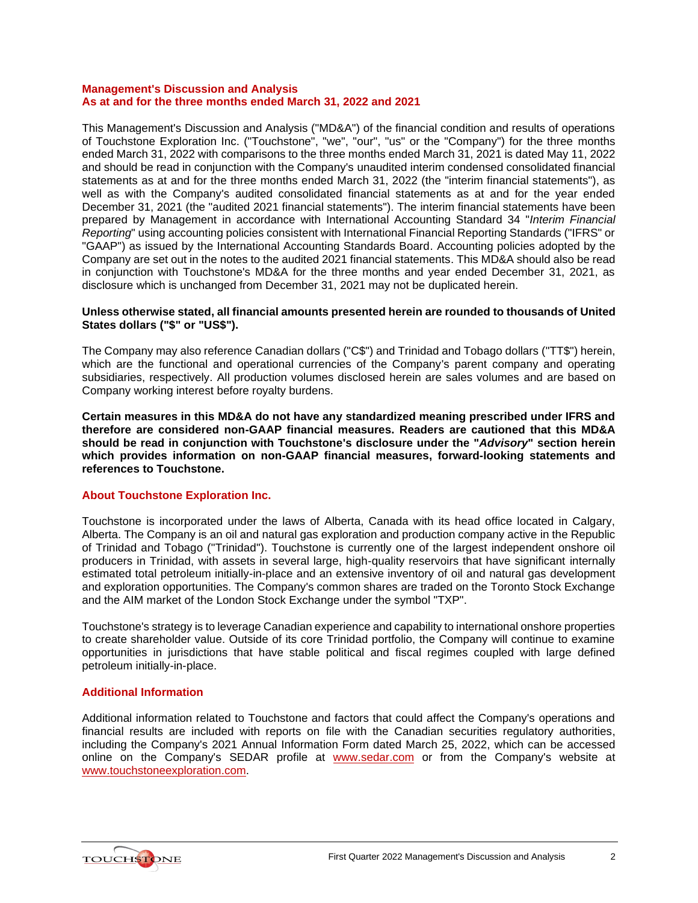## Management's Discussion and Analysis
## As at and for the three months ended March 31, 2022 and 2021

This Management's Discussion and Analysis ("MD&A") of the financial condition and results of operations of Touchstone Exploration Inc. ("Touchstone", "we", "our", "us" or the "Company") for the three months ended March 31, 2022 with comparisons to the three months ended March 31, 2021 is dated May 11, 2022 and should be read in conjunction with the Company's unaudited interim condensed consolidated financial statements as at and for the three months ended March 31, 2022 (the "interim financial statements"), as well as with the Company's audited consolidated financial statements as at and for the year ended December 31, 2021 (the "audited 2021 financial statements"). The interim financial statements have been prepared by Management in accordance with International Accounting Standard 34 "*Interim Financial Reporting*" using accounting policies consistent with International Financial Reporting Standards ("IFRS" or "GAAP") as issued by the International Accounting Standards Board. Accounting policies adopted by the Company are set out in the notes to the audited 2021 financial statements. This MD&A should also be read in conjunction with Touchstone's MD&A for the three months and year ended December 31, 2021, as disclosure which is unchanged from December 31, 2021 may not be duplicated herein.

**Unless otherwise stated, all financial amounts presented herein are rounded to thousands of United States dollars ("$" or "US$").**

The Company may also reference Canadian dollars ("C$") and Trinidad and Tobago dollars ("TT$") herein, which are the functional and operational currencies of the Company's parent company and operating subsidiaries, respectively. All production volumes disclosed herein are sales volumes and are based on Company working interest before royalty burdens.

**Certain measures in this MD&A do not have any standardized meaning prescribed under IFRS and therefore are considered non-GAAP financial measures. Readers are cautioned that this MD&A should be read in conjunction with Touchstone's disclosure under the "*Advisory*" section herein which provides information on non-GAAP financial measures, forward-looking statements and references to Touchstone.**

## About Touchstone Exploration Inc.

Touchstone is incorporated under the laws of Alberta, Canada with its head office located in Calgary, Alberta. The Company is an oil and natural gas exploration and production company active in the Republic of Trinidad and Tobago ("Trinidad"). Touchstone is currently one of the largest independent onshore oil producers in Trinidad, with assets in several large, high-quality reservoirs that have significant internally estimated total petroleum initially-in-place and an extensive inventory of oil and natural gas development and exploration opportunities. The Company's common shares are traded on the Toronto Stock Exchange and the AIM market of the London Stock Exchange under the symbol "TXP".

Touchstone's strategy is to leverage Canadian experience and capability to international onshore properties to create shareholder value. Outside of its core Trinidad portfolio, the Company will continue to examine opportunities in jurisdictions that have stable political and fiscal regimes coupled with large defined petroleum initially-in-place.

## Additional Information

Additional information related to Touchstone and factors that could affect the Company's operations and financial results are included with reports on file with the Canadian securities regulatory authorities, including the Company's 2021 Annual Information Form dated March 25, 2022, which can be accessed online on the Company's SEDAR profile at www.sedar.com or from the Company's website at www.touchstoneexploration.com.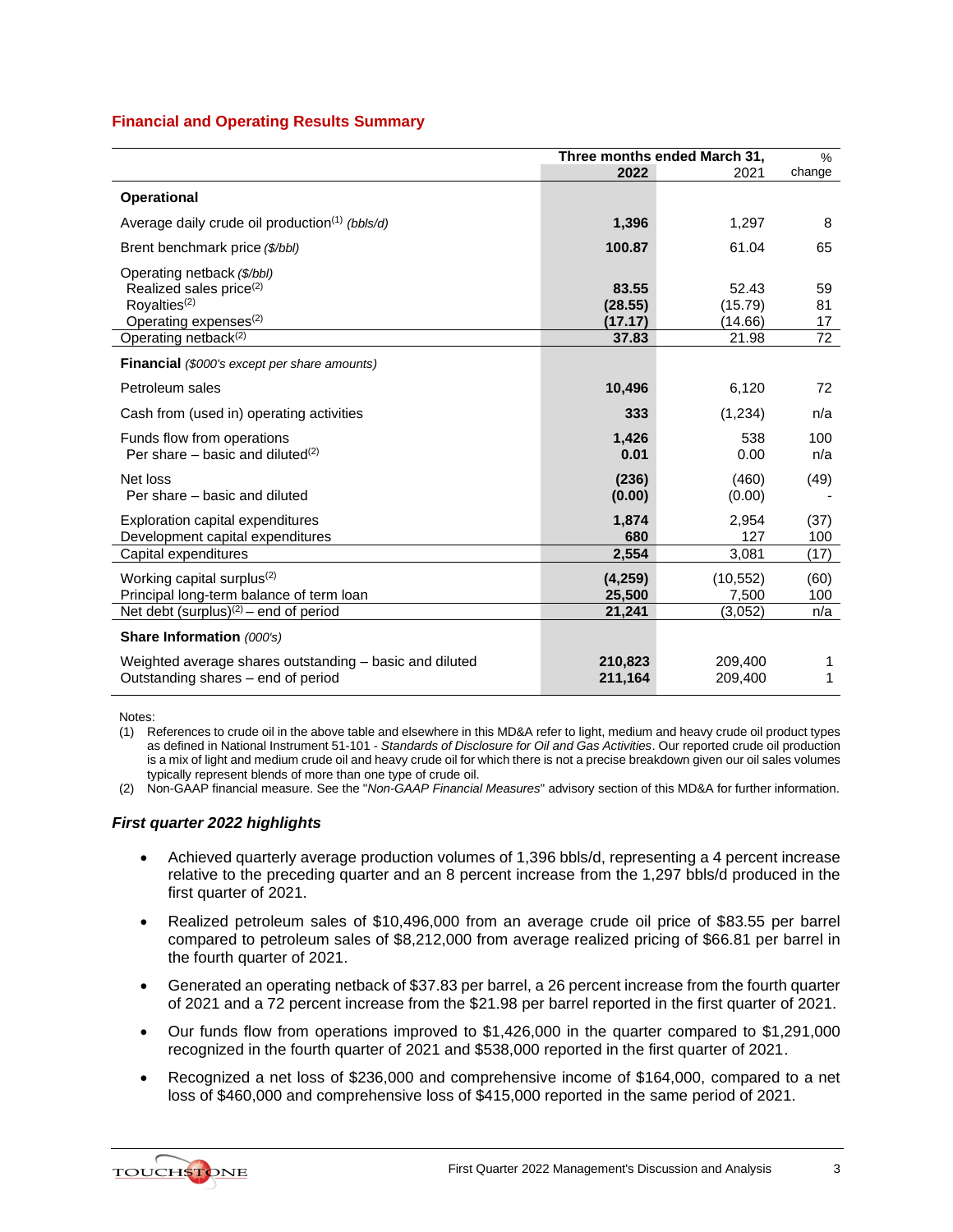## Financial and Operating Results Summary

| | Three months ended March 31, | | % |
|---|---|---|---|
| | **2022** | 2021 | change |
| **Operational** | | | |
| Average daily crude oil production[1] *(bbls/d)* | **1,396** | 1,297 | 8 |
| Brent benchmark price *($/bbl)* | **100.87** | 61.04 | 65 |
| Operating netback *($/bbl)* | | | |
| Realized sales price[2] | **83.55** | 52.43 | 59 |
| Royalties[2] | **(28.55)** | (15.79) | 81 |
| Operating expenses[2] | **(17.17)** | (14.66) | 17 |
| Operating netback[2] | **37.83** | 21.98 | 72 |
| **Financial** *($000's except per share amounts)* | | | |
| Petroleum sales | **10,496** | 6,120 | 72 |
| Cash from (used in) operating activities | **333** | (1,234) | n/a |
| Funds flow from operations | **1,426** | 538 | 100 |
| Per share – basic and diluted[2] | **0.01** | 0.00 | n/a |
| Net loss | **(236)** | (460) | (49) |
| Per share – basic and diluted | **(0.00)** | (0.00) | - |
| Exploration capital expenditures | **1,874** | 2,954 | (37) |
| Development capital expenditures | **680** | 127 | 100 |
| Capital expenditures | **2,554** | 3,081 | (17) |
| Working capital surplus[2] | **(4,259)** | (10,552) | (60) |
| Principal long-term balance of term loan | **25,500** | 7,500 | 100 |
| Net debt (surplus)[2] – end of period | **21,241** | (3,052) | n/a |
| **Share Information** *(000's)* | | | |
| Weighted average shares outstanding – basic and diluted | **210,823** | 209,400 | 1 |
| Outstanding shares – end of period | **211,164** | 209,400 | 1 |

Notes:
(1) References to crude oil in the above table and elsewhere in this MD&A refer to light, medium and heavy crude oil product types as defined in National Instrument 51-101 - *Standards of Disclosure for Oil and Gas Activities*. Our reported crude oil production is a mix of light and medium crude oil and heavy crude oil for which there is not a precise breakdown given our oil sales volumes typically represent blends of more than one type of crude oil.
(2) Non-GAAP financial measure. See the "*Non-GAAP Financial Measures*" advisory section of this MD&A for further information.

### *First quarter 2022 highlights*

- Achieved quarterly average production volumes of 1,396 bbls/d, representing a 4 percent increase relative to the preceding quarter and an 8 percent increase from the 1,297 bbls/d produced in the first quarter of 2021.
- Realized petroleum sales of $10,496,000 from an average crude oil price of $83.55 per barrel compared to petroleum sales of $8,212,000 from average realized pricing of $66.81 per barrel in the fourth quarter of 2021.
- Generated an operating netback of $37.83 per barrel, a 26 percent increase from the fourth quarter of 2021 and a 72 percent increase from the $21.98 per barrel reported in the first quarter of 2021.
- Our funds flow from operations improved to $1,426,000 in the quarter compared to $1,291,000 recognized in the fourth quarter of 2021 and $538,000 reported in the first quarter of 2021.
- Recognized a net loss of $236,000 and comprehensive income of $164,000, compared to a net loss of $460,000 and comprehensive loss of $415,000 reported in the same period of 2021.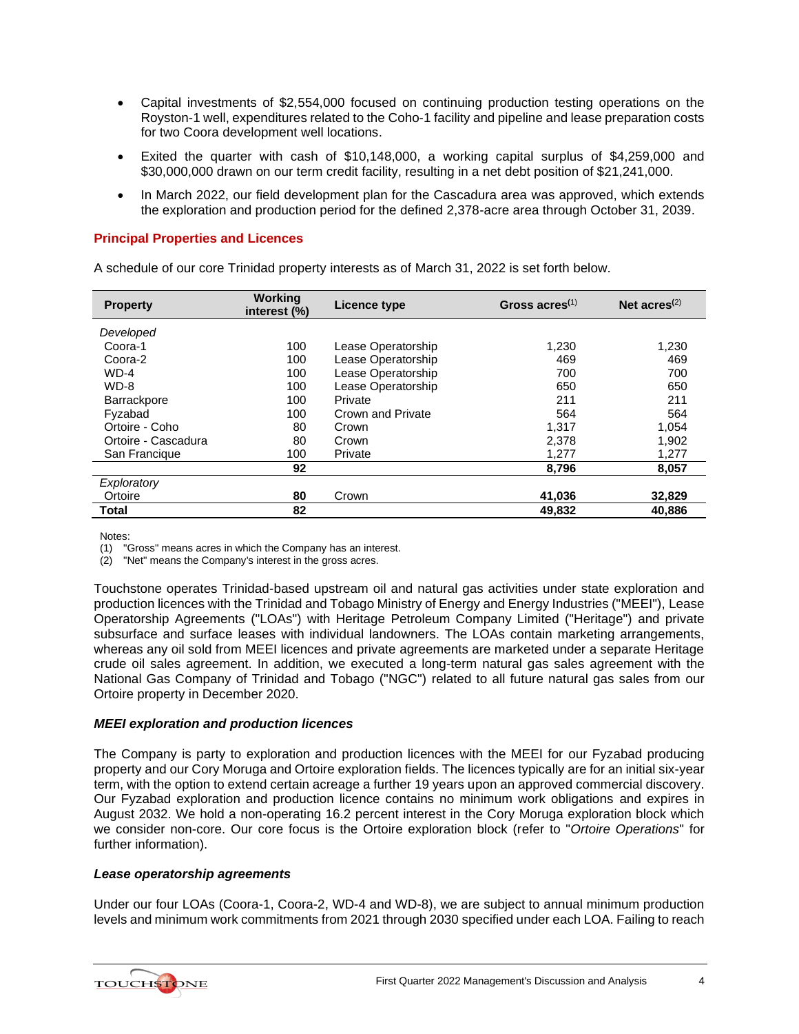- Capital investments of $2,554,000 focused on continuing production testing operations on the Royston-1 well, expenditures related to the Coho-1 facility and pipeline and lease preparation costs for two Coora development well locations.
- Exited the quarter with cash of $10,148,000, a working capital surplus of $4,259,000 and $30,000,000 drawn on our term credit facility, resulting in a net debt position of $21,241,000.
- In March 2022, our field development plan for the Cascadura area was approved, which extends the exploration and production period for the defined 2,378-acre area through October 31, 2039.

## Principal Properties and Licences

A schedule of our core Trinidad property interests as of March 31, 2022 is set forth below.

| Property | Working interest (%) | Licence type | Gross acres(1) | Net acres(2) |
|---|---|---|---|---|
| *Developed* | | | | |
| Coora-1 | 100 | Lease Operatorship | 1,230 | 1,230 |
| Coora-2 | 100 | Lease Operatorship | 469 | 469 |
| WD-4 | 100 | Lease Operatorship | 700 | 700 |
| WD-8 | 100 | Lease Operatorship | 650 | 650 |
| Barrackpore | 100 | Private | 211 | 211 |
| Fyzabad | 100 | Crown and Private | 564 | 564 |
| Ortoire - Coho | 80 | Crown | 1,317 | 1,054 |
| Ortoire - Cascadura | 80 | Crown | 2,378 | 1,902 |
| San Francique | 100 | Private | 1,277 | 1,277 |
| | **92** | | **8,796** | **8,057** |
| *Exploratory* | | | | |
| Ortoire | **80** | Crown | **41,036** | **32,829** |
| **Total** | **82** | | **49,832** | **40,886** |

Notes:
(1) "Gross" means acres in which the Company has an interest.
(2) "Net" means the Company's interest in the gross acres.

Touchstone operates Trinidad-based upstream oil and natural gas activities under state exploration and production licences with the Trinidad and Tobago Ministry of Energy and Energy Industries ("MEEI"), Lease Operatorship Agreements ("LOAs") with Heritage Petroleum Company Limited ("Heritage") and private subsurface and surface leases with individual landowners. The LOAs contain marketing arrangements, whereas any oil sold from MEEI licences and private agreements are marketed under a separate Heritage crude oil sales agreement. In addition, we executed a long-term natural gas sales agreement with the National Gas Company of Trinidad and Tobago ("NGC") related to all future natural gas sales from our Ortoire property in December 2020.

### *MEEI exploration and production licences*

The Company is party to exploration and production licences with the MEEI for our Fyzabad producing property and our Cory Moruga and Ortoire exploration fields. The licences typically are for an initial six-year term, with the option to extend certain acreage a further 19 years upon an approved commercial discovery. Our Fyzabad exploration and production licence contains no minimum work obligations and expires in August 2032. We hold a non-operating 16.2 percent interest in the Cory Moruga exploration block which we consider non-core. Our core focus is the Ortoire exploration block (refer to "*Ortoire Operations*" for further information).

### *Lease operatorship agreements*

Under our four LOAs (Coora-1, Coora-2, WD-4 and WD-8), we are subject to annual minimum production levels and minimum work commitments from 2021 through 2030 specified under each LOA. Failing to reach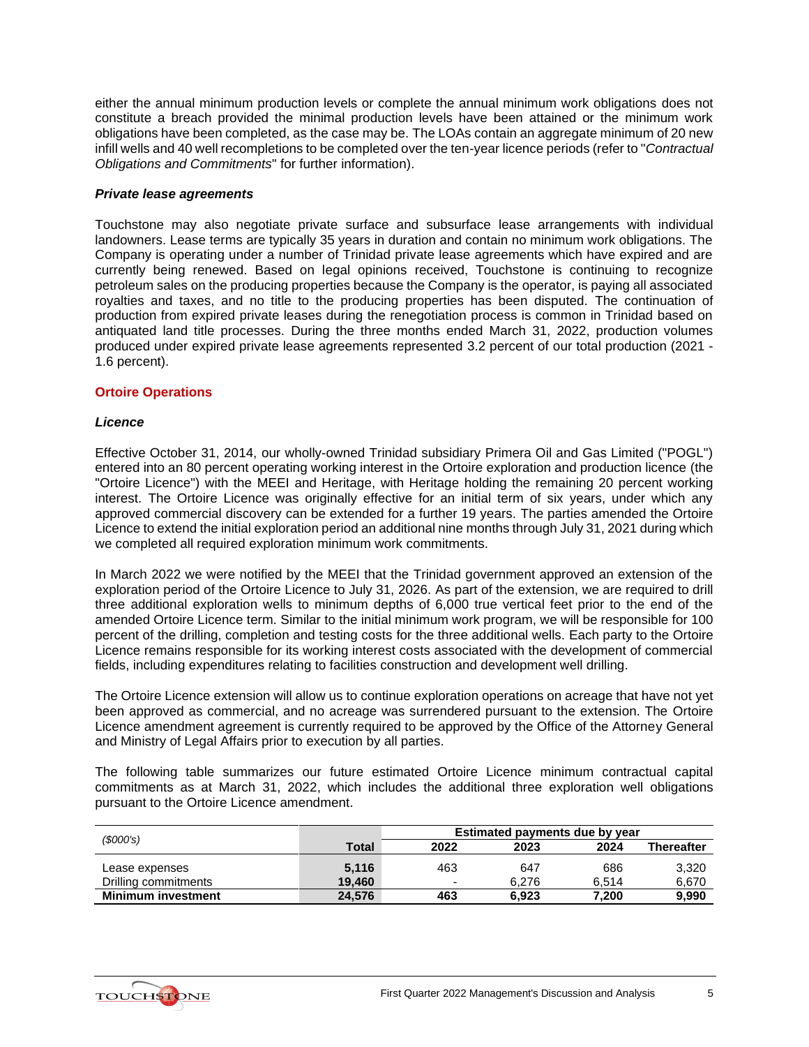either the annual minimum production levels or complete the annual minimum work obligations does not constitute a breach provided the minimal production levels have been attained or the minimum work obligations have been completed, as the case may be. The LOAs contain an aggregate minimum of 20 new infill wells and 40 well recompletions to be completed over the ten-year licence periods (refer to "*Contractual Obligations and Commitments*" for further information).

### *Private lease agreements*

Touchstone may also negotiate private surface and subsurface lease arrangements with individual landowners. Lease terms are typically 35 years in duration and contain no minimum work obligations. The Company is operating under a number of Trinidad private lease agreements which have expired and are currently being renewed. Based on legal opinions received, Touchstone is continuing to recognize petroleum sales on the producing properties because the Company is the operator, is paying all associated royalties and taxes, and no title to the producing properties has been disputed. The continuation of production from expired private leases during the renegotiation process is common in Trinidad based on antiquated land title processes. During the three months ended March 31, 2022, production volumes produced under expired private lease agreements represented 3.2 percent of our total production (2021 - 1.6 percent).

## Ortoire Operations

### *Licence*

Effective October 31, 2014, our wholly-owned Trinidad subsidiary Primera Oil and Gas Limited ("POGL") entered into an 80 percent operating working interest in the Ortoire exploration and production licence (the "Ortoire Licence") with the MEEI and Heritage, with Heritage holding the remaining 20 percent working interest. The Ortoire Licence was originally effective for an initial term of six years, under which any approved commercial discovery can be extended for a further 19 years. The parties amended the Ortoire Licence to extend the initial exploration period an additional nine months through July 31, 2021 during which we completed all required exploration minimum work commitments.

In March 2022 we were notified by the MEEI that the Trinidad government approved an extension of the exploration period of the Ortoire Licence to July 31, 2026. As part of the extension, we are required to drill three additional exploration wells to minimum depths of 6,000 true vertical feet prior to the end of the amended Ortoire Licence term. Similar to the initial minimum work program, we will be responsible for 100 percent of the drilling, completion and testing costs for the three additional wells. Each party to the Ortoire Licence remains responsible for its working interest costs associated with the development of commercial fields, including expenditures relating to facilities construction and development well drilling.

The Ortoire Licence extension will allow us to continue exploration operations on acreage that have not yet been approved as commercial, and no acreage was surrendered pursuant to the extension. The Ortoire Licence amendment agreement is currently required to be approved by the Office of the Attorney General and Ministry of Legal Affairs prior to execution by all parties.

The following table summarizes our future estimated Ortoire Licence minimum contractual capital commitments as at March 31, 2022, which includes the additional three exploration well obligations pursuant to the Ortoire Licence amendment.

| *($000's)* | | Estimated payments due by year | | | |
|---|---|---|---|---|---|
| | **Total** | **2022** | **2023** | **2024** | **Thereafter** |
| Lease expenses | **5,116** | 463 | 647 | 686 | 3,320 |
| Drilling commitments | **19,460** | - | 6,276 | 6,514 | 6,670 |
| **Minimum investment** | **24,576** | **463** | **6,923** | **7,200** | **9,990** |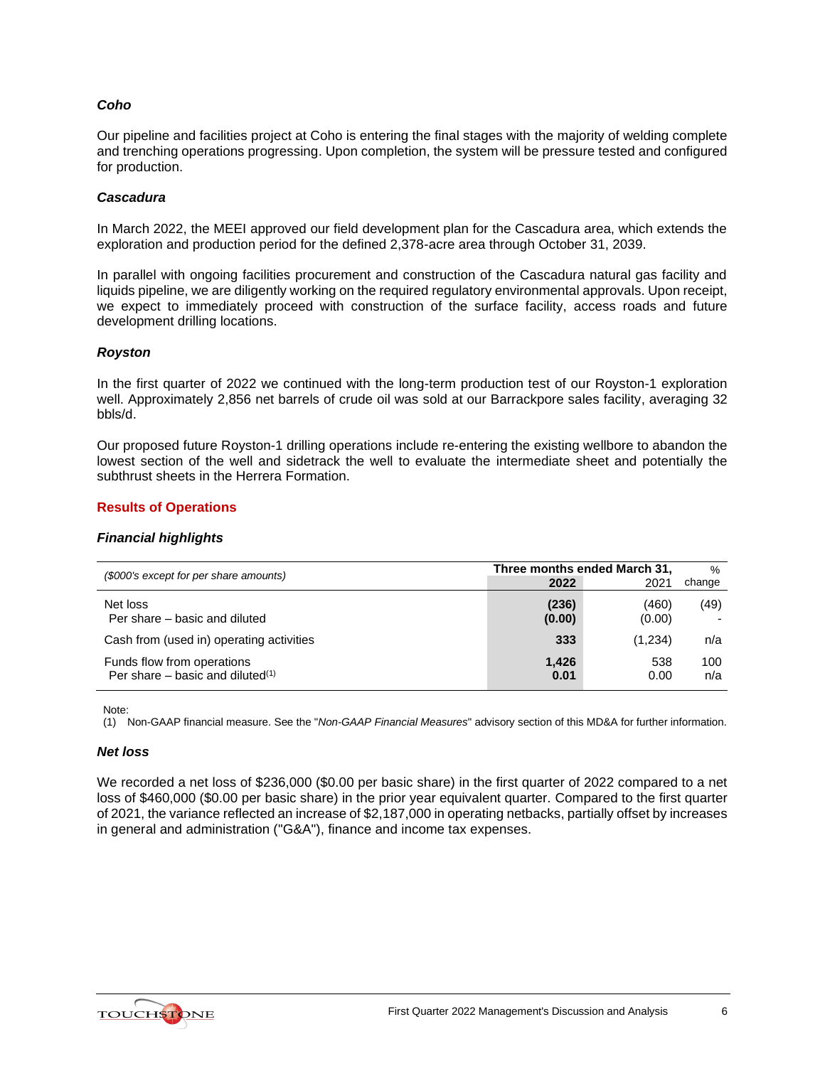### *Coho*

Our pipeline and facilities project at Coho is entering the final stages with the majority of welding complete and trenching operations progressing. Upon completion, the system will be pressure tested and configured for production.

### *Cascadura*

In March 2022, the MEEI approved our field development plan for the Cascadura area, which extends the exploration and production period for the defined 2,378-acre area through October 31, 2039.

In parallel with ongoing facilities procurement and construction of the Cascadura natural gas facility and liquids pipeline, we are diligently working on the required regulatory environmental approvals. Upon receipt, we expect to immediately proceed with construction of the surface facility, access roads and future development drilling locations.

### *Royston*

In the first quarter of 2022 we continued with the long-term production test of our Royston-1 exploration well. Approximately 2,856 net barrels of crude oil was sold at our Barrackpore sales facility, averaging 32 bbls/d.

Our proposed future Royston-1 drilling operations include re-entering the existing wellbore to abandon the lowest section of the well and sidetrack the well to evaluate the intermediate sheet and potentially the subthrust sheets in the Herrera Formation.

## Results of Operations

### *Financial highlights*

| *($000's except for per share amounts)* | **Three months ended March 31,** | | % |
|---|---|---|---|
| | **2022** | 2021 | change |
| Net loss | **(236)** | (460) | (49) |
| Per share – basic and diluted | **(0.00)** | (0.00) | - |
| Cash from (used in) operating activities | **333** | (1,234) | n/a |
| Funds flow from operations | **1,426** | 538 | 100 |
| Per share – basic and diluted[1] | **0.01** | 0.00 | n/a |

Note:
(1) Non-GAAP financial measure. See the "*Non-GAAP Financial Measures*" advisory section of this MD&A for further information.

### *Net loss*

We recorded a net loss of $236,000 ($0.00 per basic share) in the first quarter of 2022 compared to a net loss of $460,000 ($0.00 per basic share) in the prior year equivalent quarter. Compared to the first quarter of 2021, the variance reflected an increase of $2,187,000 in operating netbacks, partially offset by increases in general and administration ("G&A"), finance and income tax expenses.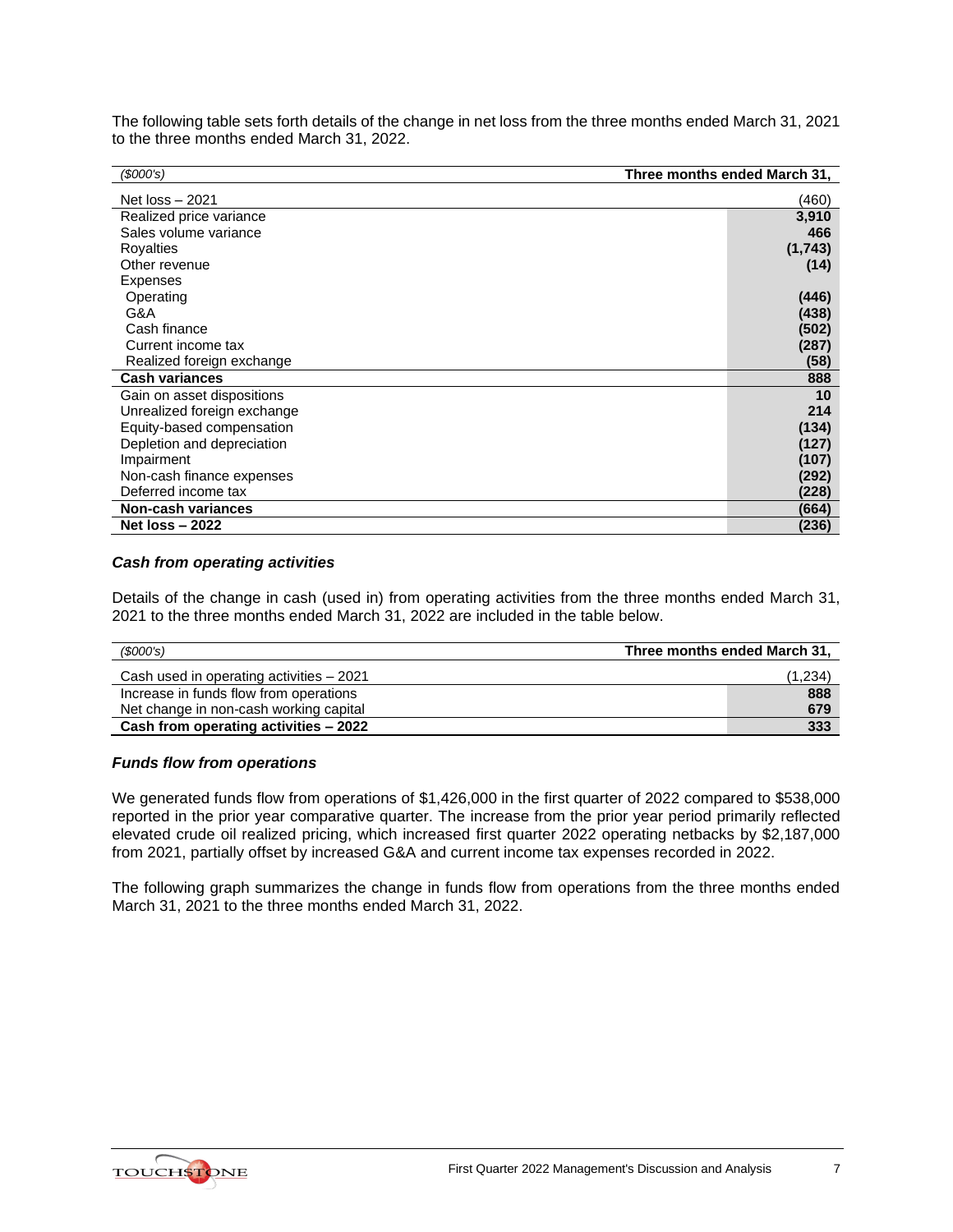The following table sets forth details of the change in net loss from the three months ended March 31, 2021 to the three months ended March 31, 2022.

| *($000's)* | **Three months ended March 31,** |
|---|---|
| Net loss – 2021 | (460) |
| Realized price variance | **3,910** |
| Sales volume variance | **466** |
| Royalties | **(1,743)** |
| Other revenue | **(14)** |
| Expenses | |
| Operating | **(446)** |
| G&A | **(438)** |
| Cash finance | **(502)** |
| Current income tax | **(287)** |
| Realized foreign exchange | **(58)** |
| **Cash variances** | **888** |
| Gain on asset dispositions | **10** |
| Unrealized foreign exchange | **214** |
| Equity-based compensation | **(134)** |
| Depletion and depreciation | **(127)** |
| Impairment | **(107)** |
| Non-cash finance expenses | **(292)** |
| Deferred income tax | **(228)** |
| **Non-cash variances** | **(664)** |
| **Net loss – 2022** | **(236)** |

### *Cash from operating activities*

Details of the change in cash (used in) from operating activities from the three months ended March 31, 2021 to the three months ended March 31, 2022 are included in the table below.

| *($000's)* | **Three months ended March 31,** |
|---|---|
| Cash used in operating activities – 2021 | (1,234) |
| Increase in funds flow from operations | **888** |
| Net change in non-cash working capital | **679** |
| **Cash from operating activities – 2022** | **333** |

### *Funds flow from operations*

We generated funds flow from operations of $1,426,000 in the first quarter of 2022 compared to $538,000 reported in the prior year comparative quarter. The increase from the prior year period primarily reflected elevated crude oil realized pricing, which increased first quarter 2022 operating netbacks by $2,187,000 from 2021, partially offset by increased G&A and current income tax expenses recorded in 2022.

The following graph summarizes the change in funds flow from operations from the three months ended March 31, 2021 to the three months ended March 31, 2022.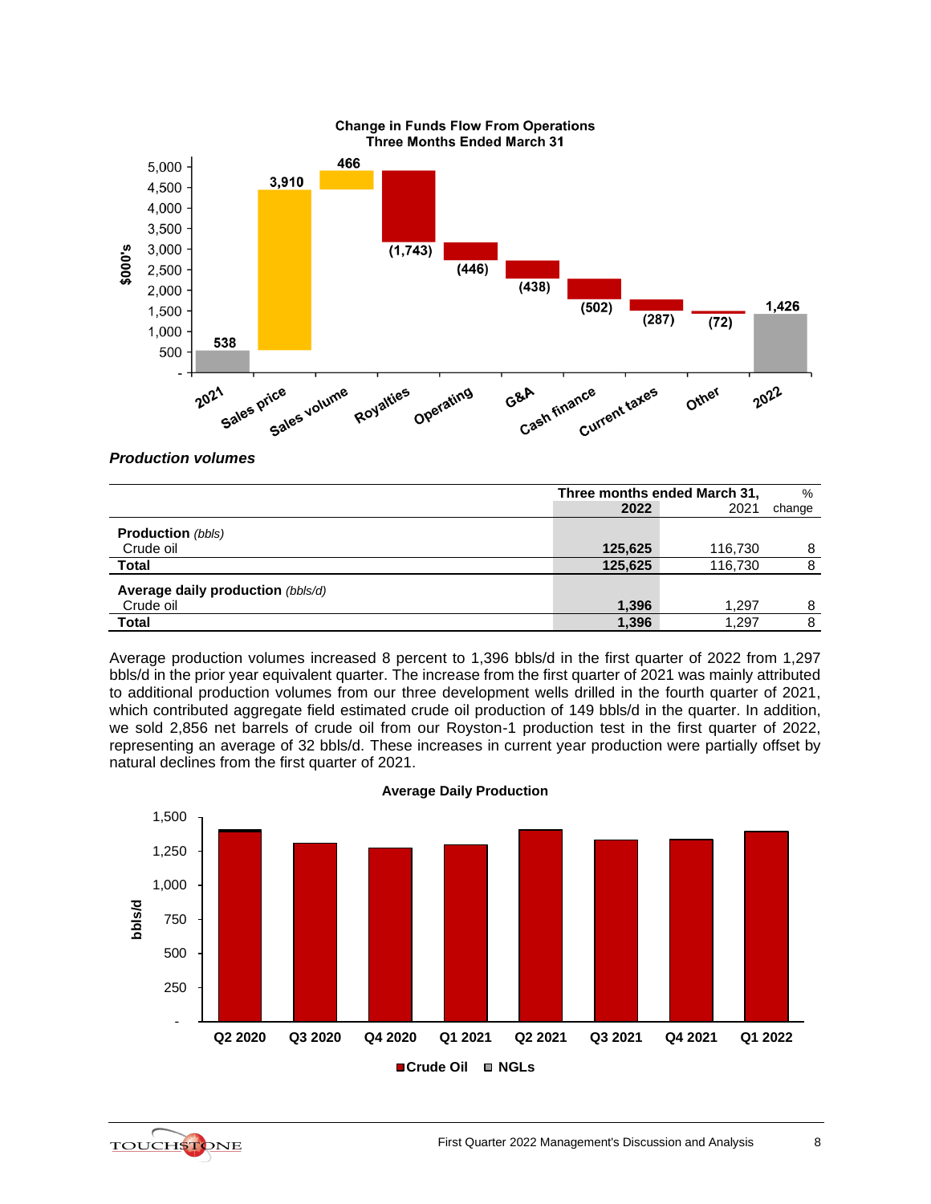**Change in Funds Flow From Operations**
**Three Months Ended March 31**

| | $000's |
|---|---|
| 2021 | 538 |
| Sales price | 3,910 |
| Sales volume | 466 |
| Royalties | (1,743) |
| Operating | (446) |
| G&A | (438) |
| Cash finance | (502) |
| Current taxes | (287) |
| Other | (72) |
| 2022 | 1,426 |

***Production volumes***

| | Three months ended March 31, 2022 | 2021 | % change |
|---|---|---|---|
| **Production** *(bbls)* | | | |
| Crude oil | **125,625** | 116,730 | 8 |
| **Total** | **125,625** | 116,730 | 8 |
| **Average daily production** *(bbls/d)* | | | |
| Crude oil | **1,396** | 1,297 | 8 |
| **Total** | **1,396** | 1,297 | 8 |

Average production volumes increased 8 percent to 1,396 bbls/d in the first quarter of 2022 from 1,297 bbls/d in the prior year equivalent quarter. The increase from the first quarter of 2021 was mainly attributed to additional production volumes from our three development wells drilled in the fourth quarter of 2021, which contributed aggregate field estimated crude oil production of 149 bbls/d in the quarter. In addition, we sold 2,856 net barrels of crude oil from our Royston-1 production test in the first quarter of 2022, representing an average of 32 bbls/d. These increases in current year production were partially offset by natural declines from the first quarter of 2021.

**Average Daily Production**

(bbls/d; Crude Oil, NGLs — Q2 2020, Q3 2020, Q4 2020, Q1 2021, Q2 2021, Q3 2021, Q4 2021, Q1 2022)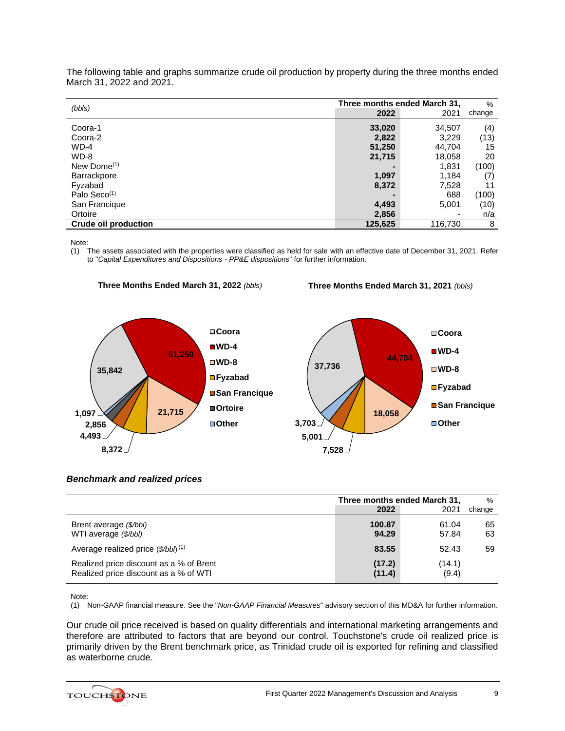The following table and graphs summarize crude oil production by property during the three months ended March 31, 2022 and 2021.

| *(bbls)* | Three months ended March 31, 2022 | 2021 | % change |
|---|---|---|---|
| Coora-1 | **33,020** | 34,507 | (4) |
| Coora-2 | **2,822** | 3,229 | (13) |
| WD-4 | **51,250** | 44,704 | 15 |
| WD-8 | **21,715** | 18,058 | 20 |
| New Dome[(1)] | **-** | 1,831 | (100) |
| Barrackpore | **1,097** | 1,184 | (7) |
| Fyzabad | **8,372** | 7,528 | 11 |
| Palo Seco[(1)] | **-** | 688 | (100) |
| San Francique | **4,493** | 5,001 | (10) |
| Ortoire | **2,856** | - | n/a |
| **Crude oil production** | **125,625** | 116,730 | 8 |

Note:
(1) The assets associated with the properties were classified as held for sale with an effective date of December 31, 2021. Refer to "*Capital Expenditures and Dispositions - PP&E dispositions*" for further information.

**Three Months Ended March 31, 2022** *(bbls)*

| Property | bbls |
|---|---|
| Coora | 35,842 |
| WD-4 | 51,250 |
| WD-8 | 21,715 |
| Fyzabad | 8,372 |
| San Francique | 4,493 |
| Ortoire | 2,856 |
| Other | 1,097 |

**Three Months Ended March 31, 2021** *(bbls)*

| Property | bbls |
|---|---|
| Coora | 37,736 |
| WD-4 | 44,704 |
| WD-8 | 18,058 |
| Fyzabad | 7,528 |
| San Francique | 5,001 |
| Other | 3,703 |

### *Benchmark and realized prices*

| | Three months ended March 31, 2022 | 2021 | % change |
|---|---|---|---|
| Brent average *($/bbl)* | **100.87** | 61.04 | 65 |
| WTI average *($/bbl)* | **94.29** | 57.84 | 63 |
| Average realized price *($/bbl)* [(1)] | **83.55** | 52.43 | 59 |
| Realized price discount as a % of Brent | **(17.2)** | (14.1) | |
| Realized price discount as a % of WTI | **(11.4)** | (9.4) | |

Note:
(1) Non-GAAP financial measure. See the "*Non-GAAP Financial Measures*" advisory section of this MD&A for further information.

Our crude oil price received is based on quality differentials and international marketing arrangements and therefore are attributed to factors that are beyond our control. Touchstone's crude oil realized price is primarily driven by the Brent benchmark price, as Trinidad crude oil is exported for refining and classified as waterborne crude.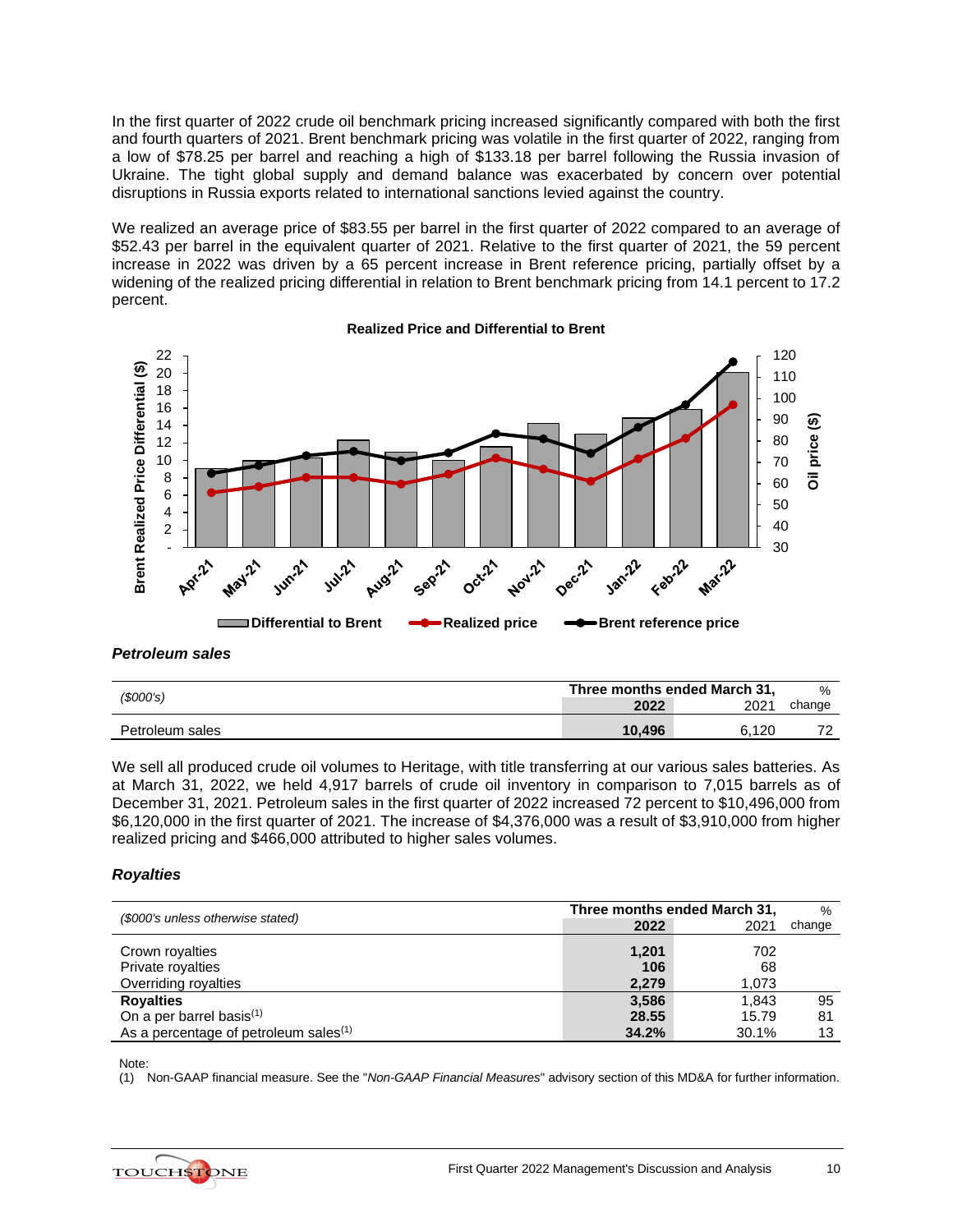In the first quarter of 2022 crude oil benchmark pricing increased significantly compared with both the first and fourth quarters of 2021. Brent benchmark pricing was volatile in the first quarter of 2022, ranging from a low of $78.25 per barrel and reaching a high of $133.18 per barrel following the Russia invasion of Ukraine. The tight global supply and demand balance was exacerbated by concern over potential disruptions in Russia exports related to international sanctions levied against the country.

We realized an average price of $83.55 per barrel in the first quarter of 2022 compared to an average of $52.43 per barrel in the equivalent quarter of 2021. Relative to the first quarter of 2021, the 59 percent increase in 2022 was driven by a 65 percent increase in Brent reference pricing, partially offset by a widening of the realized pricing differential in relation to Brent benchmark pricing from 14.1 percent to 17.2 percent.

**Realized Price and Differential to Brent**

### *Petroleum sales*

| *($000's)* | Three months ended March 31, 2022 | 2021 | % change |
|---|---|---|---|
| Petroleum sales | **10,496** | 6,120 | 72 |

We sell all produced crude oil volumes to Heritage, with title transferring at our various sales batteries. As at March 31, 2022, we held 4,917 barrels of crude oil inventory in comparison to 7,015 barrels as of December 31, 2021. Petroleum sales in the first quarter of 2022 increased 72 percent to $10,496,000 from $6,120,000 in the first quarter of 2021. The increase of $4,376,000 was a result of $3,910,000 from higher realized pricing and $466,000 attributed to higher sales volumes.

### *Royalties*

| *($000's unless otherwise stated)* | Three months ended March 31, 2022 | 2021 | % change |
|---|---|---|---|
| Crown royalties | **1,201** | 702 | |
| Private royalties | **106** | 68 | |
| Overriding royalties | **2,279** | 1,073 | |
| **Royalties** | **3,586** | 1,843 | 95 |
| On a per barrel basis[(1)] | **28.55** | 15.79 | 81 |
| As a percentage of petroleum sales[(1)] | **34.2%** | 30.1% | 13 |

Note:
(1) Non-GAAP financial measure. See the "*Non-GAAP Financial Measures*" advisory section of this MD&A for further information.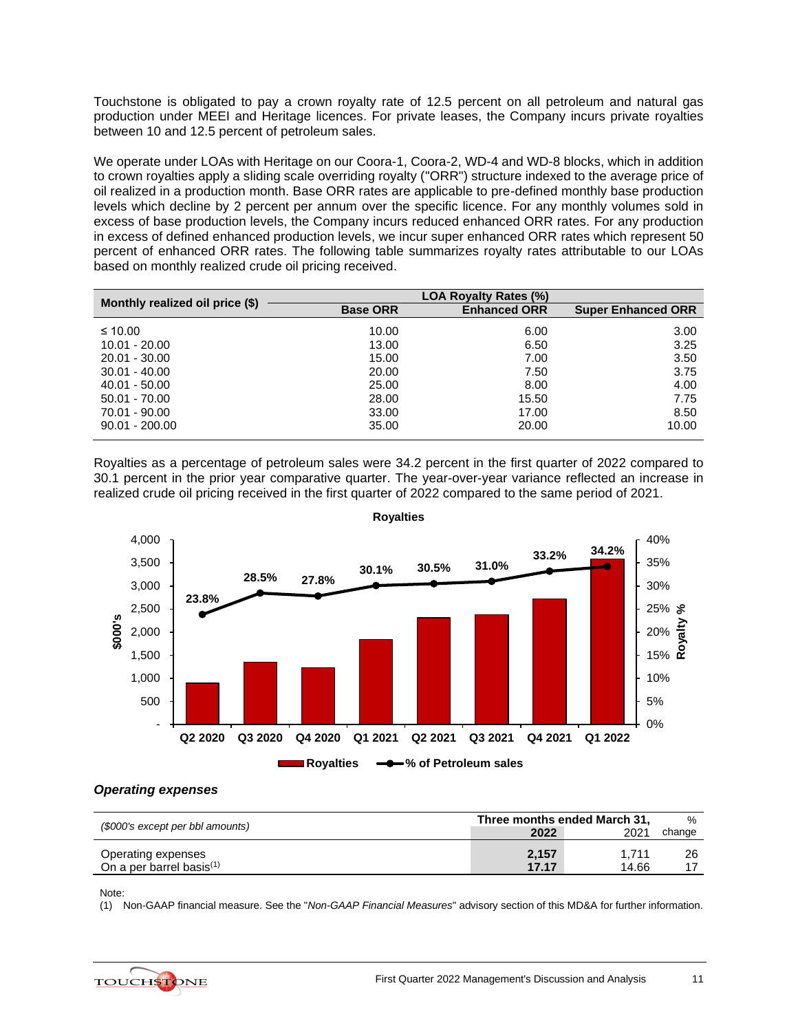Touchstone is obligated to pay a crown royalty rate of 12.5 percent on all petroleum and natural gas production under MEEI and Heritage licences. For private leases, the Company incurs private royalties between 10 and 12.5 percent of petroleum sales.

We operate under LOAs with Heritage on our Coora-1, Coora-2, WD-4 and WD-8 blocks, which in addition to crown royalties apply a sliding scale overriding royalty ("ORR") structure indexed to the average price of oil realized in a production month. Base ORR rates are applicable to pre-defined monthly base production levels which decline by 2 percent per annum over the specific licence. For any monthly volumes sold in excess of base production levels, the Company incurs reduced enhanced ORR rates. For any production in excess of defined enhanced production levels, we incur super enhanced ORR rates which represent 50 percent of enhanced ORR rates. The following table summarizes royalty rates attributable to our LOAs based on monthly realized crude oil pricing received.

| Monthly realized oil price ($) | LOA Royalty Rates (%) | | |
|---|---|---|---|
| | Base ORR | Enhanced ORR | Super Enhanced ORR |
| ≤ 10.00 | 10.00 | 6.00 | 3.00 |
| 10.01 - 20.00 | 13.00 | 6.50 | 3.25 |
| 20.01 - 30.00 | 15.00 | 7.00 | 3.50 |
| 30.01 - 40.00 | 20.00 | 7.50 | 3.75 |
| 40.01 - 50.00 | 25.00 | 8.00 | 4.00 |
| 50.01 - 70.00 | 28.00 | 15.50 | 7.75 |
| 70.01 - 90.00 | 33.00 | 17.00 | 8.50 |
| 90.01 - 200.00 | 35.00 | 20.00 | 10.00 |

Royalties as a percentage of petroleum sales were 34.2 percent in the first quarter of 2022 compared to 30.1 percent in the prior year comparative quarter. The year-over-year variance reflected an increase in realized crude oil pricing received in the first quarter of 2022 compared to the same period of 2021.

**Royalties**

| | Q2 2020 | Q3 2020 | Q4 2020 | Q1 2021 | Q2 2021 | Q3 2021 | Q4 2021 | Q1 2022 |
|---|---|---|---|---|---|---|---|---|
| % of Petroleum sales | 23.8% | 28.5% | 27.8% | 30.1% | 30.5% | 31.0% | 33.2% | 34.2% |

### Operating expenses

| ($000's except per bbl amounts) | Three months ended March 31, | | % |
|---|---|---|---|
| | 2022 | 2021 | change |
| Operating expenses | 2,157 | 1,711 | 26 |
| On a per barrel basis(1) | 17.17 | 14.66 | 17 |

Note:
(1) Non-GAAP financial measure. See the "*Non-GAAP Financial Measures*" advisory section of this MD&A for further information.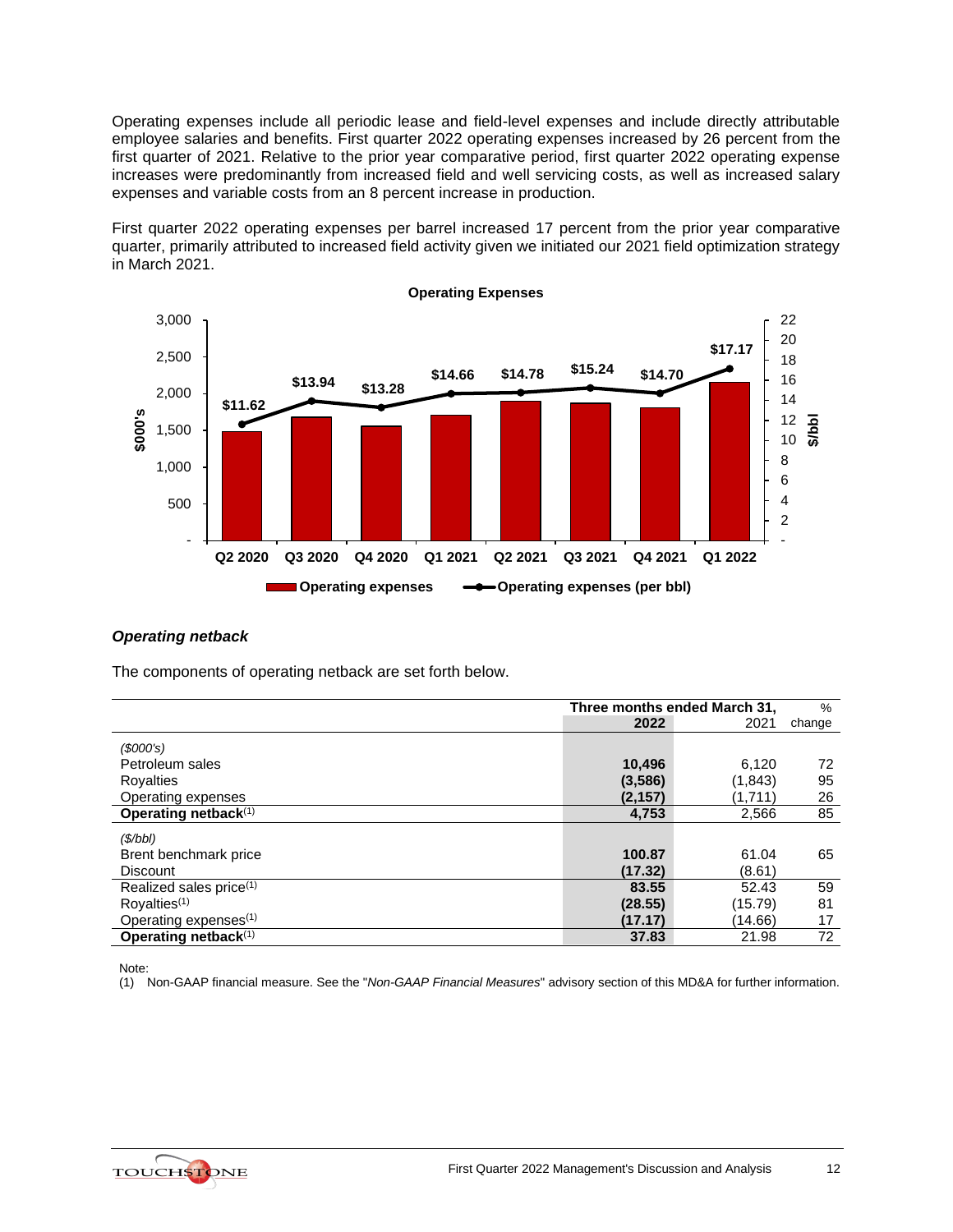Operating expenses include all periodic lease and field-level expenses and include directly attributable employee salaries and benefits. First quarter 2022 operating expenses increased by 26 percent from the first quarter of 2021. Relative to the prior year comparative period, first quarter 2022 operating expense increases were predominantly from increased field and well servicing costs, as well as increased salary expenses and variable costs from an 8 percent increase in production.

First quarter 2022 operating expenses per barrel increased 17 percent from the prior year comparative quarter, primarily attributed to increased field activity given we initiated our 2021 field optimization strategy in March 2021.

**Operating Expenses**

| | Q2 2020 | Q3 2020 | Q4 2020 | Q1 2021 | Q2 2021 | Q3 2021 | Q4 2021 | Q1 2022 |
|---|---|---|---|---|---|---|---|---|
| Operating expenses (per bbl) | $11.62 | $13.94 | $13.28 | $14.66 | $14.78 | $15.24 | $14.70 | $17.17 |

### *Operating netback*

The components of operating netback are set forth below.

| | Three months ended March 31, | | % |
|---|---|---|---|
| | **2022** | 2021 | change |
| *($000's)* | | | |
| Petroleum sales | **10,496** | 6,120 | 72 |
| Royalties | **(3,586)** | (1,843) | 95 |
| Operating expenses | **(2,157)** | (1,711) | 26 |
| **Operating netback**(1) | **4,753** | 2,566 | 85 |
| *($/bbl)* | | | |
| Brent benchmark price | **100.87** | 61.04 | 65 |
| Discount | **(17.32)** | (8.61) | |
| Realized sales price(1) | **83.55** | 52.43 | 59 |
| Royalties(1) | **(28.55)** | (15.79) | 81 |
| Operating expenses(1) | **(17.17)** | (14.66) | 17 |
| **Operating netback**(1) | **37.83** | 21.98 | 72 |

Note:
(1) Non-GAAP financial measure. See the "*Non-GAAP Financial Measures*" advisory section of this MD&A for further information.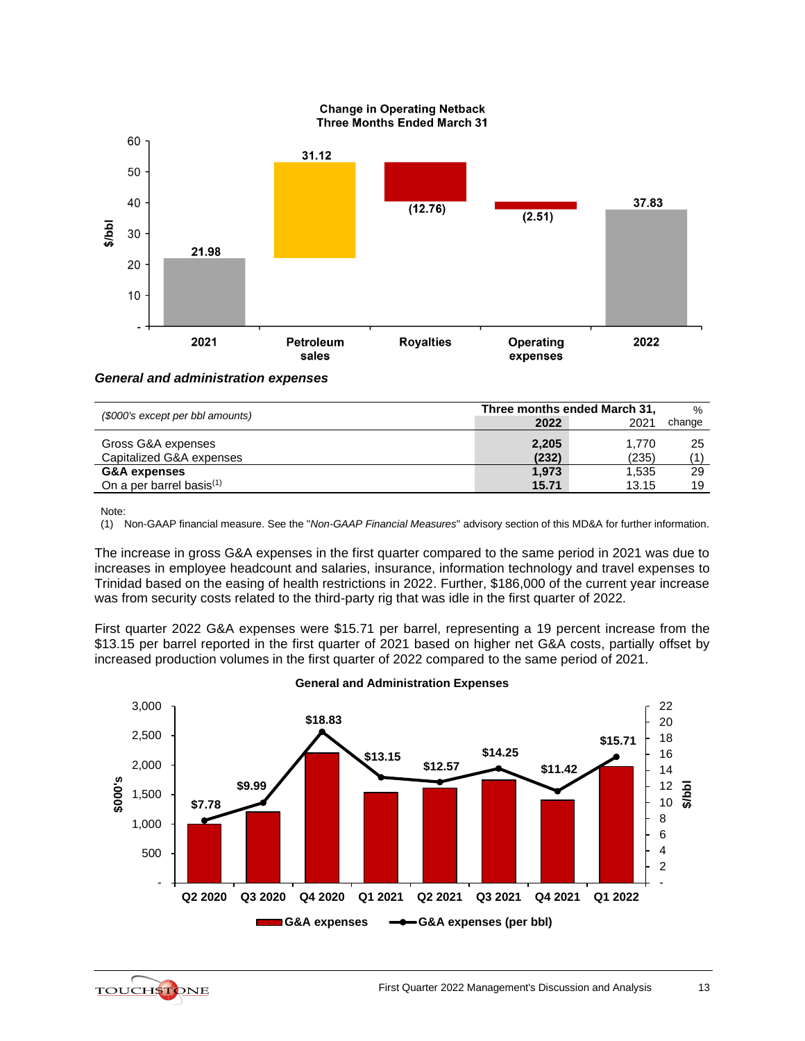**Change in Operating Netback**
**Three Months Ended March 31**

| | $/bbl |
|---|---|
| 2021 | 21.98 |
| Petroleum sales | 31.12 |
| Royalties | (12.76) |
| Operating expenses | (2.51) |
| 2022 | 37.83 |

### *General and administration expenses*

| *($000's except per bbl amounts)* | Three months ended March 31, 2022 | 2021 | % change |
|---|---|---|---|
| Gross G&A expenses | **2,205** | 1,770 | 25 |
| Capitalized G&A expenses | **(232)** | (235) | (1) |
| **G&A expenses** | **1,973** | 1,535 | 29 |
| On a per barrel basis[1] | **15.71** | 13.15 | 19 |

Note:
(1) Non-GAAP financial measure. See the "*Non-GAAP Financial Measures*" advisory section of this MD&A for further information.

The increase in gross G&A expenses in the first quarter compared to the same period in 2021 was due to increases in employee headcount and salaries, insurance, information technology and travel expenses to Trinidad based on the easing of health restrictions in 2022. Further, $186,000 of the current year increase was from security costs related to the third-party rig that was idle in the first quarter of 2022.

First quarter 2022 G&A expenses were $15.71 per barrel, representing a 19 percent increase from the $13.15 per barrel reported in the first quarter of 2021 based on higher net G&A costs, partially offset by increased production volumes in the first quarter of 2022 compared to the same period of 2021.

**General and Administration Expenses**

| | Q2 2020 | Q3 2020 | Q4 2020 | Q1 2021 | Q2 2021 | Q3 2021 | Q4 2021 | Q1 2022 |
|---|---|---|---|---|---|---|---|---|
| G&A expenses (per bbl) | $7.78 | $9.99 | $18.83 | $13.15 | $12.57 | $14.25 | $11.42 | $15.71 |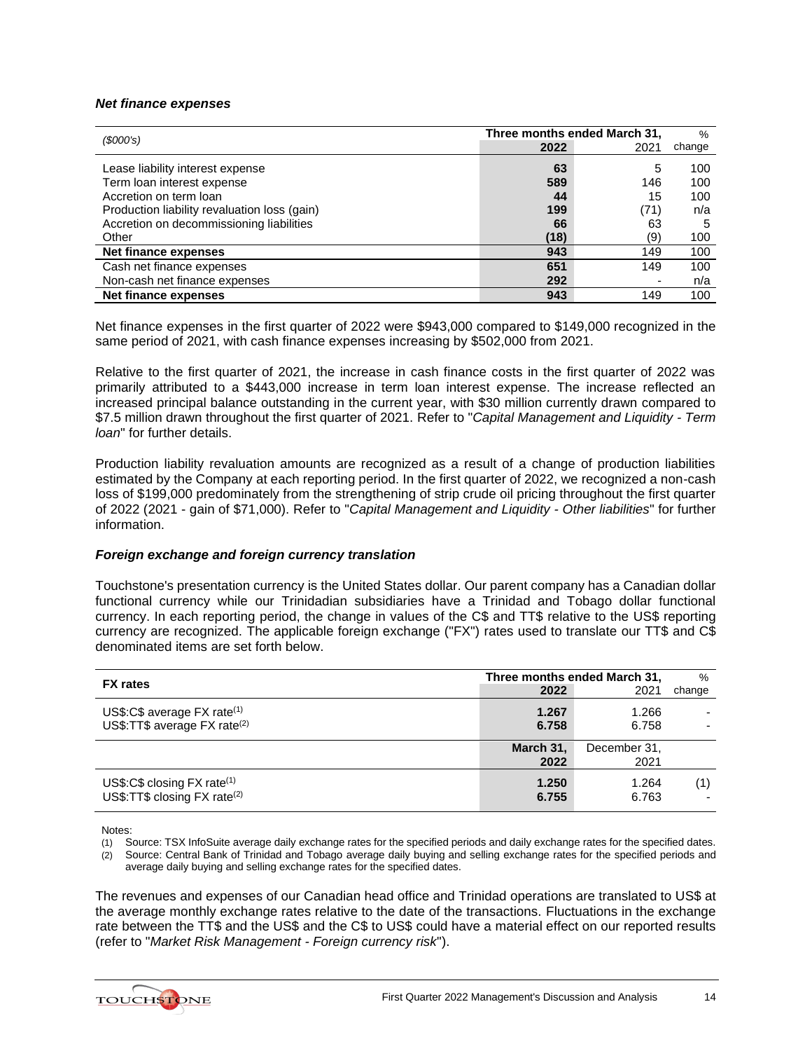### *Net finance expenses*

| *($000's)* | Three months ended March 31, 2022 | 2021 | % change |
|---|---|---|---|
| Lease liability interest expense | **63** | 5 | 100 |
| Term loan interest expense | **589** | 146 | 100 |
| Accretion on term loan | **44** | 15 | 100 |
| Production liability revaluation loss (gain) | **199** | (71) | n/a |
| Accretion on decommissioning liabilities | **66** | 63 | 5 |
| Other | **(18)** | (9) | 100 |
| **Net finance expenses** | **943** | 149 | 100 |
| Cash net finance expenses | **651** | 149 | 100 |
| Non-cash net finance expenses | **292** | - | n/a |
| **Net finance expenses** | **943** | 149 | 100 |

Net finance expenses in the first quarter of 2022 were $943,000 compared to $149,000 recognized in the same period of 2021, with cash finance expenses increasing by $502,000 from 2021.

Relative to the first quarter of 2021, the increase in cash finance costs in the first quarter of 2022 was primarily attributed to a $443,000 increase in term loan interest expense. The increase reflected an increased principal balance outstanding in the current year, with $30 million currently drawn compared to $7.5 million drawn throughout the first quarter of 2021. Refer to "*Capital Management and Liquidity - Term loan*" for further details.

Production liability revaluation amounts are recognized as a result of a change of production liabilities estimated by the Company at each reporting period. In the first quarter of 2022, we recognized a non-cash loss of $199,000 predominately from the strengthening of strip crude oil pricing throughout the first quarter of 2022 (2021 - gain of $71,000). Refer to "*Capital Management and Liquidity - Other liabilities*" for further information.

### *Foreign exchange and foreign currency translation*

Touchstone's presentation currency is the United States dollar. Our parent company has a Canadian dollar functional currency while our Trinidadian subsidiaries have a Trinidad and Tobago dollar functional currency. In each reporting period, the change in values of the C$ and TT$ relative to the US$ reporting currency are recognized. The applicable foreign exchange ("FX") rates used to translate our TT$ and C$ denominated items are set forth below.

| **FX rates** | Three months ended March 31, 2022 | 2021 | % change |
|---|---|---|---|
| US$:C$ average FX rate(1) | **1.267** | 1.266 | - |
| US$:TT$ average FX rate(2) | **6.758** | 6.758 | - |
| | **March 31, 2022** | December 31, 2021 | |
| US$:C$ closing FX rate(1) | **1.250** | 1.264 | (1) |
| US$:TT$ closing FX rate(2) | **6.755** | 6.763 | - |

Notes:

(1) Source: TSX InfoSuite average daily exchange rates for the specified periods and daily exchange rates for the specified dates.

(2) Source: Central Bank of Trinidad and Tobago average daily buying and selling exchange rates for the specified periods and average daily buying and selling exchange rates for the specified dates.

The revenues and expenses of our Canadian head office and Trinidad operations are translated to US$ at the average monthly exchange rates relative to the date of the transactions. Fluctuations in the exchange rate between the TT$ and the US$ and the C$ to US$ could have a material effect on our reported results (refer to "*Market Risk Management - Foreign currency risk*").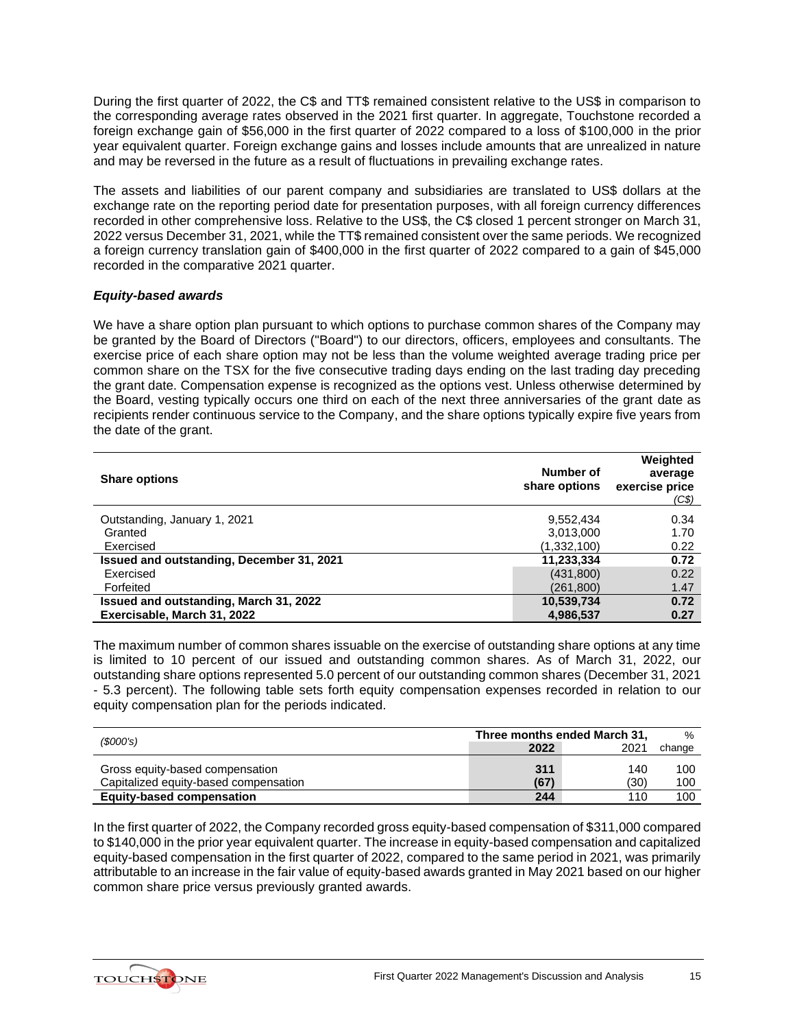During the first quarter of 2022, the C$ and TT$ remained consistent relative to the US$ in comparison to the corresponding average rates observed in the 2021 first quarter. In aggregate, Touchstone recorded a foreign exchange gain of $56,000 in the first quarter of 2022 compared to a loss of $100,000 in the prior year equivalent quarter. Foreign exchange gains and losses include amounts that are unrealized in nature and may be reversed in the future as a result of fluctuations in prevailing exchange rates.

The assets and liabilities of our parent company and subsidiaries are translated to US$ dollars at the exchange rate on the reporting period date for presentation purposes, with all foreign currency differences recorded in other comprehensive loss. Relative to the US$, the C$ closed 1 percent stronger on March 31, 2022 versus December 31, 2021, while the TT$ remained consistent over the same periods. We recognized a foreign currency translation gain of $400,000 in the first quarter of 2022 compared to a gain of $45,000 recorded in the comparative 2021 quarter.

### *Equity-based awards*

We have a share option plan pursuant to which options to purchase common shares of the Company may be granted by the Board of Directors ("Board") to our directors, officers, employees and consultants. The exercise price of each share option may not be less than the volume weighted average trading price per common share on the TSX for the five consecutive trading days ending on the last trading day preceding the grant date. Compensation expense is recognized as the options vest. Unless otherwise determined by the Board, vesting typically occurs one third on each of the next three anniversaries of the grant date as recipients render continuous service to the Company, and the share options typically expire five years from the date of the grant.

| Share options | Number of share options | Weighted average exercise price *(C$)* |
|---|---|---|
| Outstanding, January 1, 2021 | 9,552,434 | 0.34 |
| Granted | 3,013,000 | 1.70 |
| Exercised | (1,332,100) | 0.22 |
| **Issued and outstanding, December 31, 2021** | **11,233,334** | **0.72** |
| Exercised | (431,800) | 0.22 |
| Forfeited | (261,800) | 1.47 |
| **Issued and outstanding, March 31, 2022** | **10,539,734** | **0.72** |
| **Exercisable, March 31, 2022** | **4,986,537** | **0.27** |

The maximum number of common shares issuable on the exercise of outstanding share options at any time is limited to 10 percent of our issued and outstanding common shares. As of March 31, 2022, our outstanding share options represented 5.0 percent of our outstanding common shares (December 31, 2021 - 5.3 percent). The following table sets forth equity compensation expenses recorded in relation to our equity compensation plan for the periods indicated.

| *($000's)* | Three months ended March 31, | | % |
|---|---|---|---|
| | **2022** | 2021 | change |
| Gross equity-based compensation | **311** | 140 | 100 |
| Capitalized equity-based compensation | **(67)** | (30) | 100 |
| **Equity-based compensation** | **244** | 110 | 100 |

In the first quarter of 2022, the Company recorded gross equity-based compensation of $311,000 compared to $140,000 in the prior year equivalent quarter. The increase in equity-based compensation and capitalized equity-based compensation in the first quarter of 2022, compared to the same period in 2021, was primarily attributable to an increase in the fair value of equity-based awards granted in May 2021 based on our higher common share price versus previously granted awards.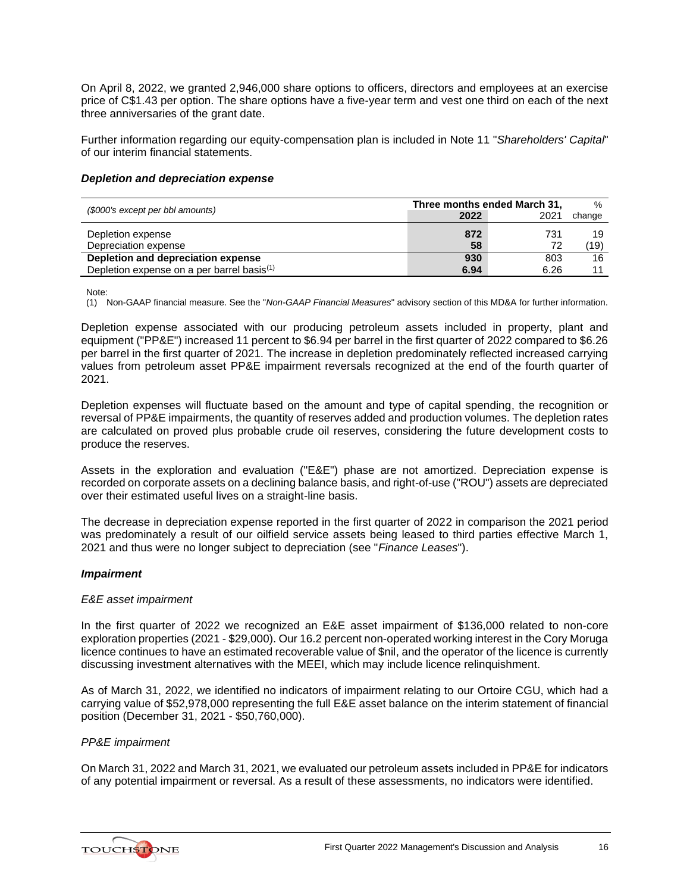On April 8, 2022, we granted 2,946,000 share options to officers, directors and employees at an exercise price of C$1.43 per option. The share options have a five-year term and vest one third on each of the next three anniversaries of the grant date.

Further information regarding our equity-compensation plan is included in Note 11 "*Shareholders' Capital*" of our interim financial statements.

### *Depletion and depreciation expense*

| *($000's except per bbl amounts)* | Three months ended March 31, | | % |
| --- | --- | --- | --- |
| | **2022** | 2021 | change |
| Depletion expense | **872** | 731 | 19 |
| Depreciation expense | **58** | 72 | (19) |
| **Depletion and depreciation expense** | **930** | 803 | 16 |
| Depletion expense on a per barrel basis[(1)] | **6.94** | 6.26 | 11 |

Note:
(1) Non-GAAP financial measure. See the "*Non-GAAP Financial Measures*" advisory section of this MD&A for further information.

Depletion expense associated with our producing petroleum assets included in property, plant and equipment ("PP&E") increased 11 percent to $6.94 per barrel in the first quarter of 2022 compared to $6.26 per barrel in the first quarter of 2021. The increase in depletion predominately reflected increased carrying values from petroleum asset PP&E impairment reversals recognized at the end of the fourth quarter of 2021.

Depletion expenses will fluctuate based on the amount and type of capital spending, the recognition or reversal of PP&E impairments, the quantity of reserves added and production volumes. The depletion rates are calculated on proved plus probable crude oil reserves, considering the future development costs to produce the reserves.

Assets in the exploration and evaluation ("E&E") phase are not amortized. Depreciation expense is recorded on corporate assets on a declining balance basis, and right-of-use ("ROU") assets are depreciated over their estimated useful lives on a straight-line basis.

The decrease in depreciation expense reported in the first quarter of 2022 in comparison the 2021 period was predominately a result of our oilfield service assets being leased to third parties effective March 1, 2021 and thus were no longer subject to depreciation (see "*Finance Leases*").

### *Impairment*

*E&E asset impairment*

In the first quarter of 2022 we recognized an E&E asset impairment of $136,000 related to non-core exploration properties (2021 - $29,000). Our 16.2 percent non-operated working interest in the Cory Moruga licence continues to have an estimated recoverable value of $nil, and the operator of the licence is currently discussing investment alternatives with the MEEI, which may include licence relinquishment.

As of March 31, 2022, we identified no indicators of impairment relating to our Ortoire CGU, which had a carrying value of $52,978,000 representing the full E&E asset balance on the interim statement of financial position (December 31, 2021 - $50,760,000).

*PP&E impairment*

On March 31, 2022 and March 31, 2021, we evaluated our petroleum assets included in PP&E for indicators of any potential impairment or reversal. As a result of these assessments, no indicators were identified.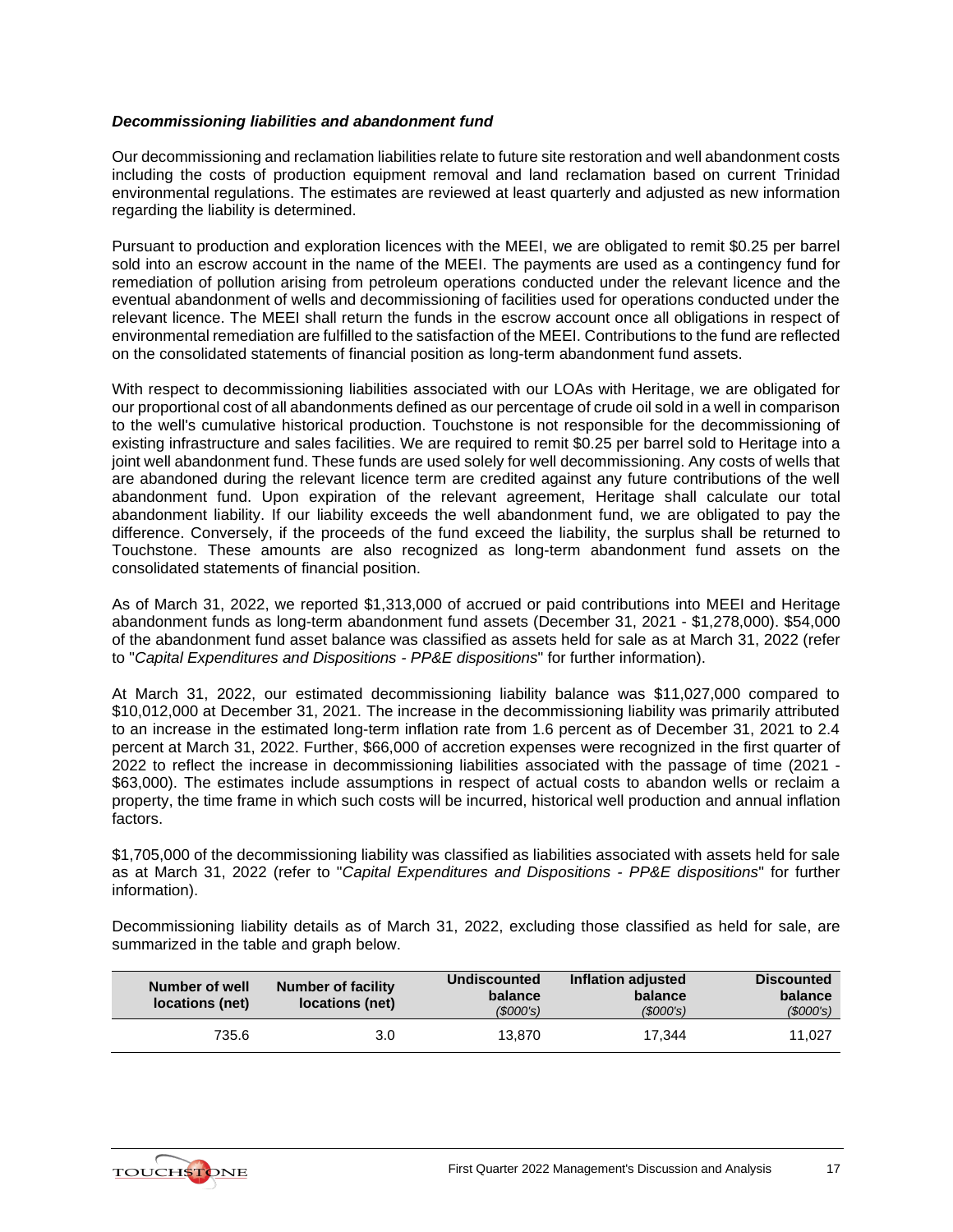### *Decommissioning liabilities and abandonment fund*

Our decommissioning and reclamation liabilities relate to future site restoration and well abandonment costs including the costs of production equipment removal and land reclamation based on current Trinidad environmental regulations. The estimates are reviewed at least quarterly and adjusted as new information regarding the liability is determined.

Pursuant to production and exploration licences with the MEEI, we are obligated to remit $0.25 per barrel sold into an escrow account in the name of the MEEI. The payments are used as a contingency fund for remediation of pollution arising from petroleum operations conducted under the relevant licence and the eventual abandonment of wells and decommissioning of facilities used for operations conducted under the relevant licence. The MEEI shall return the funds in the escrow account once all obligations in respect of environmental remediation are fulfilled to the satisfaction of the MEEI. Contributions to the fund are reflected on the consolidated statements of financial position as long-term abandonment fund assets.

With respect to decommissioning liabilities associated with our LOAs with Heritage, we are obligated for our proportional cost of all abandonments defined as our percentage of crude oil sold in a well in comparison to the well's cumulative historical production. Touchstone is not responsible for the decommissioning of existing infrastructure and sales facilities. We are required to remit $0.25 per barrel sold to Heritage into a joint well abandonment fund. These funds are used solely for well decommissioning. Any costs of wells that are abandoned during the relevant licence term are credited against any future contributions of the well abandonment fund. Upon expiration of the relevant agreement, Heritage shall calculate our total abandonment liability. If our liability exceeds the well abandonment fund, we are obligated to pay the difference. Conversely, if the proceeds of the fund exceed the liability, the surplus shall be returned to Touchstone. These amounts are also recognized as long-term abandonment fund assets on the consolidated statements of financial position.

As of March 31, 2022, we reported $1,313,000 of accrued or paid contributions into MEEI and Heritage abandonment funds as long-term abandonment fund assets (December 31, 2021 - $1,278,000). $54,000 of the abandonment fund asset balance was classified as assets held for sale as at March 31, 2022 (refer to "*Capital Expenditures and Dispositions - PP&E dispositions*" for further information).

At March 31, 2022, our estimated decommissioning liability balance was $11,027,000 compared to $10,012,000 at December 31, 2021. The increase in the decommissioning liability was primarily attributed to an increase in the estimated long-term inflation rate from 1.6 percent as of December 31, 2021 to 2.4 percent at March 31, 2022. Further, $66,000 of accretion expenses were recognized in the first quarter of 2022 to reflect the increase in decommissioning liabilities associated with the passage of time (2021 - $63,000). The estimates include assumptions in respect of actual costs to abandon wells or reclaim a property, the time frame in which such costs will be incurred, historical well production and annual inflation factors.

$1,705,000 of the decommissioning liability was classified as liabilities associated with assets held for sale as at March 31, 2022 (refer to "*Capital Expenditures and Dispositions - PP&E dispositions*" for further information).

Decommissioning liability details as of March 31, 2022, excluding those classified as held for sale, are summarized in the table and graph below.

| Number of well locations (net) | Number of facility locations (net) | Undiscounted balance *($000's)* | Inflation adjusted balance *($000's)* | Discounted balance *($000's)* |
|---|---|---|---|---|
| 735.6 | 3.0 | 13,870 | 17,344 | 11,027 |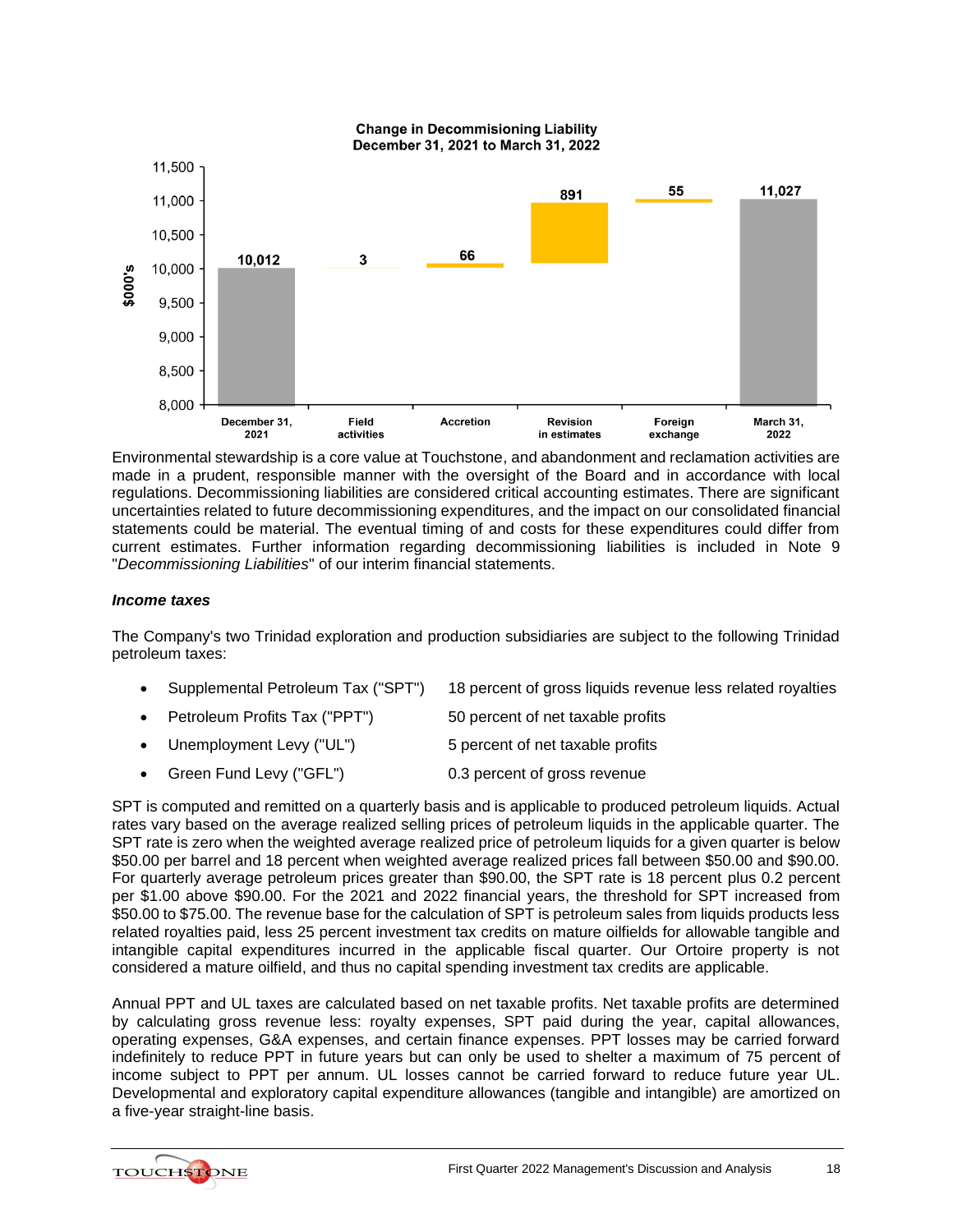**Change in Decommisioning Liability**
**December 31, 2021 to March 31, 2022**

| ($000's) | December 31, 2021 | Field activities | Accretion | Revision in estimates | Foreign exchange | March 31, 2022 |
|---|---|---|---|---|---|---|
| | 10,012 | 3 | 66 | 891 | 55 | 11,027 |

Environmental stewardship is a core value at Touchstone, and abandonment and reclamation activities are made in a prudent, responsible manner with the oversight of the Board and in accordance with local regulations. Decommissioning liabilities are considered critical accounting estimates. There are significant uncertainties related to future decommissioning expenditures, and the impact on our consolidated financial statements could be material. The eventual timing of and costs for these expenditures could differ from current estimates. Further information regarding decommissioning liabilities is included in Note 9 "*Decommissioning Liabilities*" of our interim financial statements.

***Income taxes***

The Company's two Trinidad exploration and production subsidiaries are subject to the following Trinidad petroleum taxes:

- Supplemental Petroleum Tax ("SPT") — 18 percent of gross liquids revenue less related royalties
- Petroleum Profits Tax ("PPT") — 50 percent of net taxable profits
- Unemployment Levy ("UL") — 5 percent of net taxable profits
- Green Fund Levy ("GFL") — 0.3 percent of gross revenue

SPT is computed and remitted on a quarterly basis and is applicable to produced petroleum liquids. Actual rates vary based on the average realized selling prices of petroleum liquids in the applicable quarter. The SPT rate is zero when the weighted average realized price of petroleum liquids for a given quarter is below $50.00 per barrel and 18 percent when weighted average realized prices fall between $50.00 and $90.00. For quarterly average petroleum prices greater than $90.00, the SPT rate is 18 percent plus 0.2 percent per $1.00 above $90.00. For the 2021 and 2022 financial years, the threshold for SPT increased from $50.00 to $75.00. The revenue base for the calculation of SPT is petroleum sales from liquids products less related royalties paid, less 25 percent investment tax credits on mature oilfields for allowable tangible and intangible capital expenditures incurred in the applicable fiscal quarter. Our Ortoire property is not considered a mature oilfield, and thus no capital spending investment tax credits are applicable.

Annual PPT and UL taxes are calculated based on net taxable profits. Net taxable profits are determined by calculating gross revenue less: royalty expenses, SPT paid during the year, capital allowances, operating expenses, G&A expenses, and certain finance expenses. PPT losses may be carried forward indefinitely to reduce PPT in future years but can only be used to shelter a maximum of 75 percent of income subject to PPT per annum. UL losses cannot be carried forward to reduce future year UL. Developmental and exploratory capital expenditure allowances (tangible and intangible) are amortized on a five-year straight-line basis.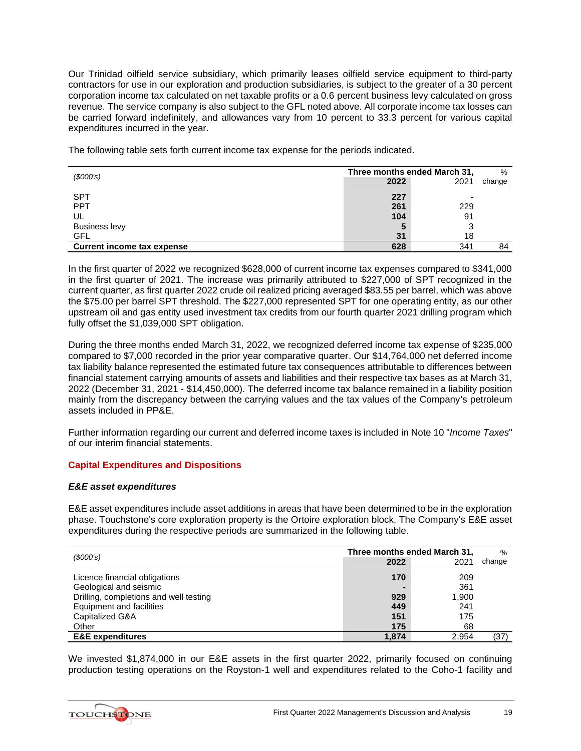Our Trinidad oilfield service subsidiary, which primarily leases oilfield service equipment to third-party contractors for use in our exploration and production subsidiaries, is subject to the greater of a 30 percent corporation income tax calculated on net taxable profits or a 0.6 percent business levy calculated on gross revenue. The service company is also subject to the GFL noted above. All corporate income tax losses can be carried forward indefinitely, and allowances vary from 10 percent to 33.3 percent for various capital expenditures incurred in the year.

The following table sets forth current income tax expense for the periods indicated.

| *($000's)* | Three months ended March 31, | | % |
|---|---|---|---|
| | **2022** | 2021 | change |
| SPT | **227** | - | |
| PPT | **261** | 229 | |
| UL | **104** | 91 | |
| Business levy | **5** | 3 | |
| GFL | **31** | 18 | |
| **Current income tax expense** | **628** | 341 | 84 |

In the first quarter of 2022 we recognized $628,000 of current income tax expenses compared to $341,000 in the first quarter of 2021. The increase was primarily attributed to $227,000 of SPT recognized in the current quarter, as first quarter 2022 crude oil realized pricing averaged $83.55 per barrel, which was above the $75.00 per barrel SPT threshold. The $227,000 represented SPT for one operating entity, as our other upstream oil and gas entity used investment tax credits from our fourth quarter 2021 drilling program which fully offset the $1,039,000 SPT obligation.

During the three months ended March 31, 2022, we recognized deferred income tax expense of $235,000 compared to $7,000 recorded in the prior year comparative quarter. Our $14,764,000 net deferred income tax liability balance represented the estimated future tax consequences attributable to differences between financial statement carrying amounts of assets and liabilities and their respective tax bases as at March 31, 2022 (December 31, 2021 - $14,450,000). The deferred income tax balance remained in a liability position mainly from the discrepancy between the carrying values and the tax values of the Company's petroleum assets included in PP&E.

Further information regarding our current and deferred income taxes is included in Note 10 "*Income Taxes*" of our interim financial statements.

## Capital Expenditures and Dispositions

### *E&E asset expenditures*

E&E asset expenditures include asset additions in areas that have been determined to be in the exploration phase. Touchstone's core exploration property is the Ortoire exploration block. The Company's E&E asset expenditures during the respective periods are summarized in the following table.

| *($000's)* | Three months ended March 31, | | % |
|---|---|---|---|
| | **2022** | 2021 | change |
| Licence financial obligations | **170** | 209 | |
| Geological and seismic | **-** | 361 | |
| Drilling, completions and well testing | **929** | 1,900 | |
| Equipment and facilities | **449** | 241 | |
| Capitalized G&A | **151** | 175 | |
| Other | **175** | 68 | |
| **E&E expenditures** | **1,874** | 2,954 | (37) |

We invested $1,874,000 in our E&E assets in the first quarter 2022, primarily focused on continuing production testing operations on the Royston-1 well and expenditures related to the Coho-1 facility and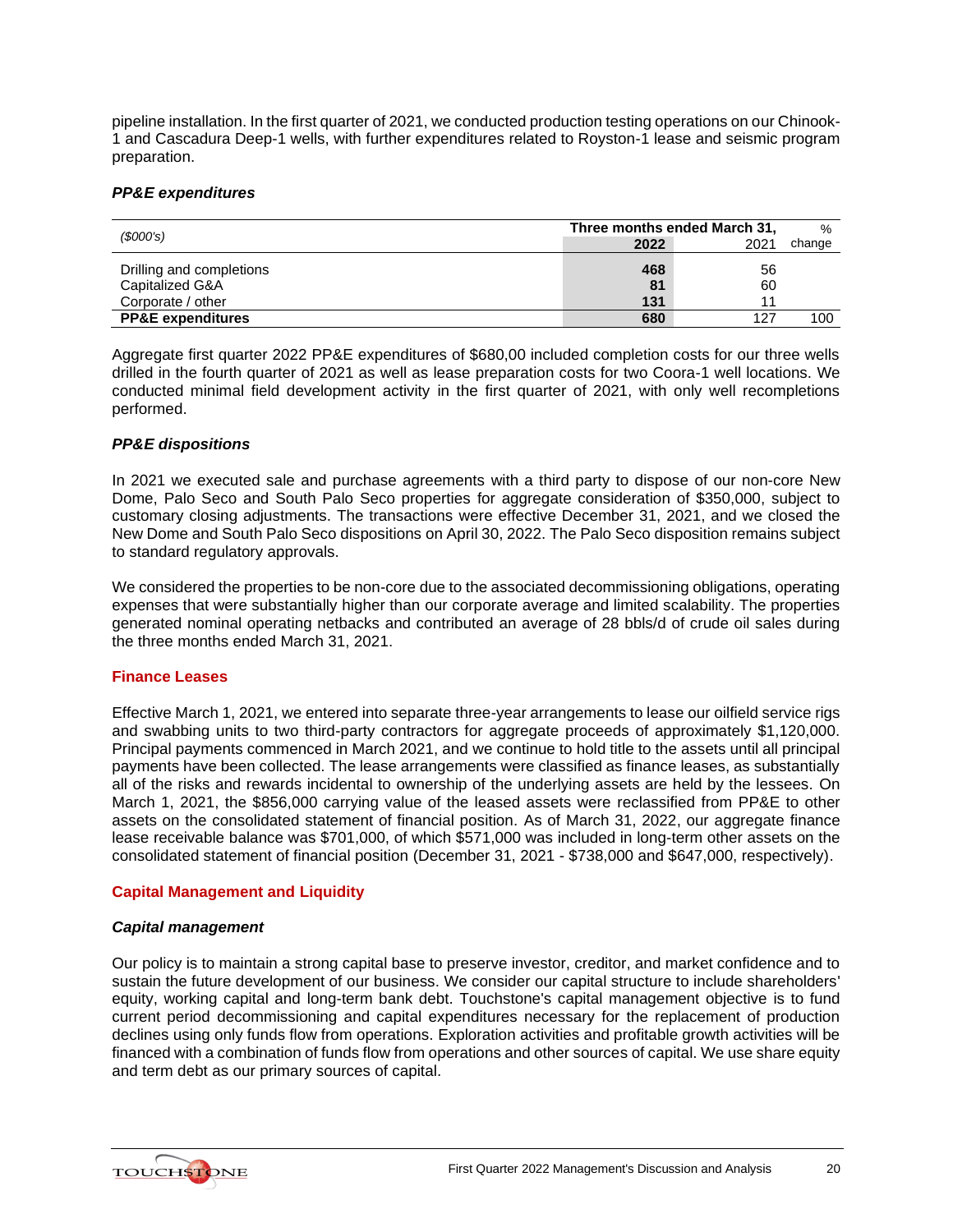pipeline installation. In the first quarter of 2021, we conducted production testing operations on our Chinook-1 and Cascadura Deep-1 wells, with further expenditures related to Royston-1 lease and seismic program preparation.

### *PP&E expenditures*

| *($000's)* | Three months ended March 31, | | % |
|---|---|---|---|
| | **2022** | 2021 | change |
| Drilling and completions | **468** | 56 | |
| Capitalized G&A | **81** | 60 | |
| Corporate / other | **131** | 11 | |
| **PP&E expenditures** | **680** | 127 | 100 |

Aggregate first quarter 2022 PP&E expenditures of $680,00 included completion costs for our three wells drilled in the fourth quarter of 2021 as well as lease preparation costs for two Coora-1 well locations. We conducted minimal field development activity in the first quarter of 2021, with only well recompletions performed.

### *PP&E dispositions*

In 2021 we executed sale and purchase agreements with a third party to dispose of our non-core New Dome, Palo Seco and South Palo Seco properties for aggregate consideration of $350,000, subject to customary closing adjustments. The transactions were effective December 31, 2021, and we closed the New Dome and South Palo Seco dispositions on April 30, 2022. The Palo Seco disposition remains subject to standard regulatory approvals.

We considered the properties to be non-core due to the associated decommissioning obligations, operating expenses that were substantially higher than our corporate average and limited scalability. The properties generated nominal operating netbacks and contributed an average of 28 bbls/d of crude oil sales during the three months ended March 31, 2021.

## Finance Leases

Effective March 1, 2021, we entered into separate three-year arrangements to lease our oilfield service rigs and swabbing units to two third-party contractors for aggregate proceeds of approximately $1,120,000. Principal payments commenced in March 2021, and we continue to hold title to the assets until all principal payments have been collected. The lease arrangements were classified as finance leases, as substantially all of the risks and rewards incidental to ownership of the underlying assets are held by the lessees. On March 1, 2021, the $856,000 carrying value of the leased assets were reclassified from PP&E to other assets on the consolidated statement of financial position. As of March 31, 2022, our aggregate finance lease receivable balance was $701,000, of which $571,000 was included in long-term other assets on the consolidated statement of financial position (December 31, 2021 - $738,000 and $647,000, respectively).

## Capital Management and Liquidity

### *Capital management*

Our policy is to maintain a strong capital base to preserve investor, creditor, and market confidence and to sustain the future development of our business. We consider our capital structure to include shareholders' equity, working capital and long-term bank debt. Touchstone's capital management objective is to fund current period decommissioning and capital expenditures necessary for the replacement of production declines using only funds flow from operations. Exploration activities and profitable growth activities will be financed with a combination of funds flow from operations and other sources of capital. We use share equity and term debt as our primary sources of capital.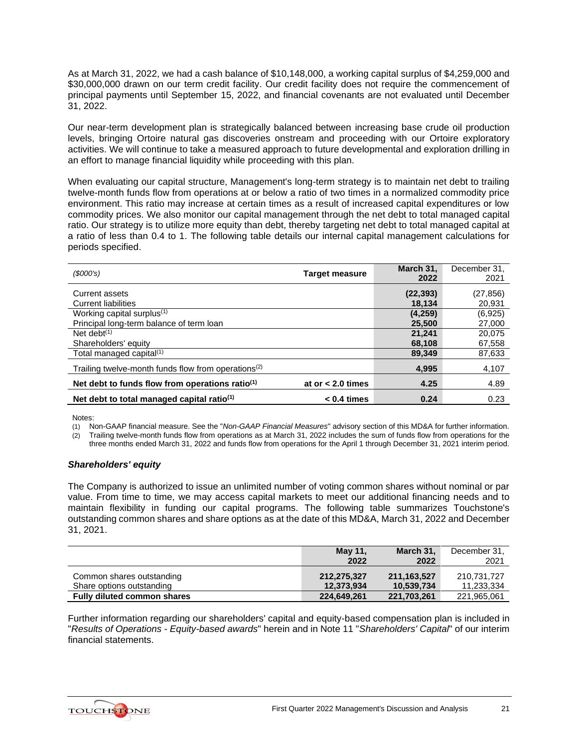As at March 31, 2022, we had a cash balance of $10,148,000, a working capital surplus of $4,259,000 and $30,000,000 drawn on our term credit facility. Our credit facility does not require the commencement of principal payments until September 15, 2022, and financial covenants are not evaluated until December 31, 2022.

Our near-term development plan is strategically balanced between increasing base crude oil production levels, bringing Ortoire natural gas discoveries onstream and proceeding with our Ortoire exploratory activities. We will continue to take a measured approach to future developmental and exploration drilling in an effort to manage financial liquidity while proceeding with this plan.

When evaluating our capital structure, Management's long-term strategy is to maintain net debt to trailing twelve-month funds flow from operations at or below a ratio of two times in a normalized commodity price environment. This ratio may increase at certain times as a result of increased capital expenditures or low commodity prices. We also monitor our capital management through the net debt to total managed capital ratio. Our strategy is to utilize more equity than debt, thereby targeting net debt to total managed capital at a ratio of less than 0.4 to 1. The following table details our internal capital management calculations for periods specified.

| *($000's)* | **Target measure** | **March 31, 2022** | December 31, 2021 |
|---|---|---|---|
| Current assets | | **(22,393)** | (27,856) |
| Current liabilities | | **18,134** | 20,931 |
| Working capital surplus[1] | | **(4,259)** | (6,925) |
| Principal long-term balance of term loan | | **25,500** | 27,000 |
| Net debt[1] | | **21,241** | 20,075 |
| Shareholders' equity | | **68,108** | 67,558 |
| Total managed capital[1] | | **89,349** | 87,633 |
| Trailing twelve-month funds flow from operations[2] | | **4,995** | 4,107 |
| **Net debt to funds flow from operations ratio[1]** | **at or < 2.0 times** | **4.25** | 4.89 |
| **Net debt to total managed capital ratio[1]** | **< 0.4 times** | **0.24** | 0.23 |

Notes:
(1) Non-GAAP financial measure. See the "*Non-GAAP Financial Measures*" advisory section of this MD&A for further information.
(2) Trailing twelve-month funds flow from operations as at March 31, 2022 includes the sum of funds flow from operations for the three months ended March 31, 2022 and funds flow from operations for the April 1 through December 31, 2021 interim period.

### *Shareholders' equity*

The Company is authorized to issue an unlimited number of voting common shares without nominal or par value. From time to time, we may access capital markets to meet our additional financing needs and to maintain flexibility in funding our capital programs. The following table summarizes Touchstone's outstanding common shares and share options as at the date of this MD&A, March 31, 2022 and December 31, 2021.

| | **May 11, 2022** | **March 31, 2022** | December 31, 2021 |
|---|---|---|---|
| Common shares outstanding | **212,275,327** | **211,163,527** | 210,731,727 |
| Share options outstanding | **12,373,934** | **10,539,734** | 11,233,334 |
| **Fully diluted common shares** | **224,649,261** | **221,703,261** | 221,965,061 |

Further information regarding our shareholders' capital and equity-based compensation plan is included in "*Results of Operations - Equity-based awards*" herein and in Note 11 "*Shareholders' Capital*" of our interim financial statements.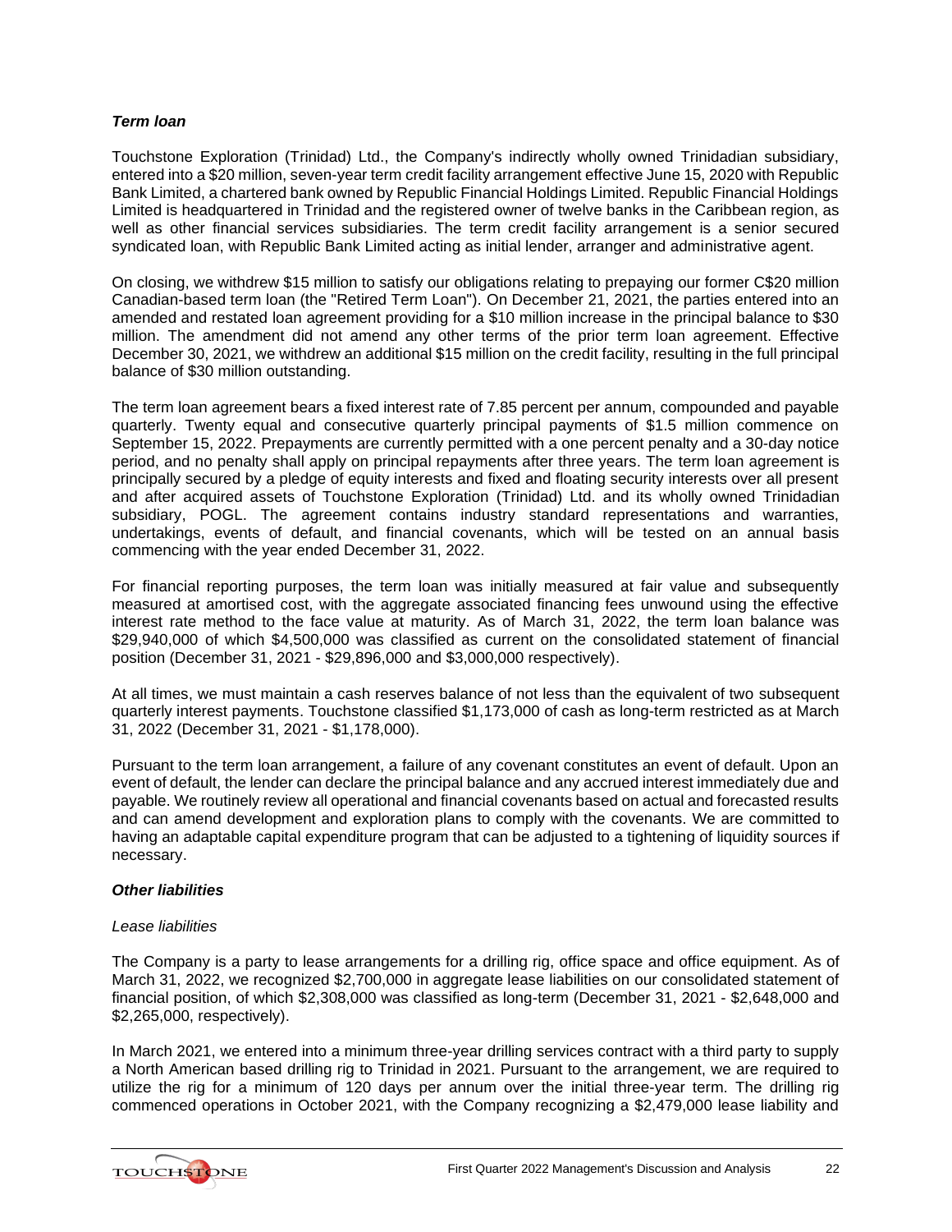### *Term loan*

Touchstone Exploration (Trinidad) Ltd., the Company's indirectly wholly owned Trinidadian subsidiary, entered into a $20 million, seven-year term credit facility arrangement effective June 15, 2020 with Republic Bank Limited, a chartered bank owned by Republic Financial Holdings Limited. Republic Financial Holdings Limited is headquartered in Trinidad and the registered owner of twelve banks in the Caribbean region, as well as other financial services subsidiaries. The term credit facility arrangement is a senior secured syndicated loan, with Republic Bank Limited acting as initial lender, arranger and administrative agent.

On closing, we withdrew $15 million to satisfy our obligations relating to prepaying our former C$20 million Canadian-based term loan (the "Retired Term Loan"). On December 21, 2021, the parties entered into an amended and restated loan agreement providing for a $10 million increase in the principal balance to $30 million. The amendment did not amend any other terms of the prior term loan agreement. Effective December 30, 2021, we withdrew an additional $15 million on the credit facility, resulting in the full principal balance of $30 million outstanding.

The term loan agreement bears a fixed interest rate of 7.85 percent per annum, compounded and payable quarterly. Twenty equal and consecutive quarterly principal payments of $1.5 million commence on September 15, 2022. Prepayments are currently permitted with a one percent penalty and a 30-day notice period, and no penalty shall apply on principal repayments after three years. The term loan agreement is principally secured by a pledge of equity interests and fixed and floating security interests over all present and after acquired assets of Touchstone Exploration (Trinidad) Ltd. and its wholly owned Trinidadian subsidiary, POGL. The agreement contains industry standard representations and warranties, undertakings, events of default, and financial covenants, which will be tested on an annual basis commencing with the year ended December 31, 2022.

For financial reporting purposes, the term loan was initially measured at fair value and subsequently measured at amortised cost, with the aggregate associated financing fees unwound using the effective interest rate method to the face value at maturity. As of March 31, 2022, the term loan balance was $29,940,000 of which $4,500,000 was classified as current on the consolidated statement of financial position (December 31, 2021 - $29,896,000 and $3,000,000 respectively).

At all times, we must maintain a cash reserves balance of not less than the equivalent of two subsequent quarterly interest payments. Touchstone classified $1,173,000 of cash as long-term restricted as at March 31, 2022 (December 31, 2021 - $1,178,000).

Pursuant to the term loan arrangement, a failure of any covenant constitutes an event of default. Upon an event of default, the lender can declare the principal balance and any accrued interest immediately due and payable. We routinely review all operational and financial covenants based on actual and forecasted results and can amend development and exploration plans to comply with the covenants. We are committed to having an adaptable capital expenditure program that can be adjusted to a tightening of liquidity sources if necessary.

### *Other liabilities*

*Lease liabilities*

The Company is a party to lease arrangements for a drilling rig, office space and office equipment. As of March 31, 2022, we recognized $2,700,000 in aggregate lease liabilities on our consolidated statement of financial position, of which $2,308,000 was classified as long-term (December 31, 2021 - $2,648,000 and $2,265,000, respectively).

In March 2021, we entered into a minimum three-year drilling services contract with a third party to supply a North American based drilling rig to Trinidad in 2021. Pursuant to the arrangement, we are required to utilize the rig for a minimum of 120 days per annum over the initial three-year term. The drilling rig commenced operations in October 2021, with the Company recognizing a $2,479,000 lease liability and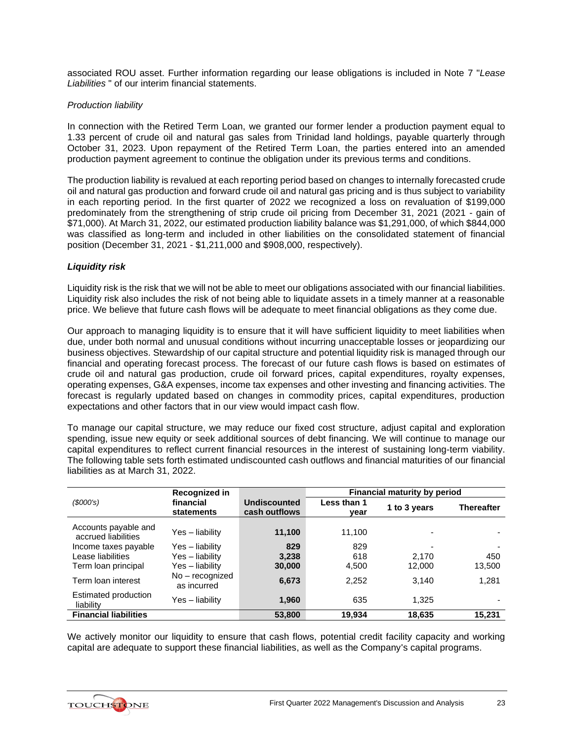associated ROU asset. Further information regarding our lease obligations is included in Note 7 "*Lease Liabilities* " of our interim financial statements.

*Production liability*

In connection with the Retired Term Loan, we granted our former lender a production payment equal to 1.33 percent of crude oil and natural gas sales from Trinidad land holdings, payable quarterly through October 31, 2023. Upon repayment of the Retired Term Loan, the parties entered into an amended production payment agreement to continue the obligation under its previous terms and conditions.

The production liability is revalued at each reporting period based on changes to internally forecasted crude oil and natural gas production and forward crude oil and natural gas pricing and is thus subject to variability in each reporting period. In the first quarter of 2022 we recognized a loss on revaluation of $199,000 predominately from the strengthening of strip crude oil pricing from December 31, 2021 (2021 - gain of $71,000). At March 31, 2022, our estimated production liability balance was $1,291,000, of which $844,000 was classified as long-term and included in other liabilities on the consolidated statement of financial position (December 31, 2021 - $1,211,000 and $908,000, respectively).

***Liquidity risk***

Liquidity risk is the risk that we will not be able to meet our obligations associated with our financial liabilities. Liquidity risk also includes the risk of not being able to liquidate assets in a timely manner at a reasonable price. We believe that future cash flows will be adequate to meet financial obligations as they come due.

Our approach to managing liquidity is to ensure that it will have sufficient liquidity to meet liabilities when due, under both normal and unusual conditions without incurring unacceptable losses or jeopardizing our business objectives. Stewardship of our capital structure and potential liquidity risk is managed through our financial and operating forecast process. The forecast of our future cash flows is based on estimates of crude oil and natural gas production, crude oil forward prices, capital expenditures, royalty expenses, operating expenses, G&A expenses, income tax expenses and other investing and financing activities. The forecast is regularly updated based on changes in commodity prices, capital expenditures, production expectations and other factors that in our view would impact cash flow.

To manage our capital structure, we may reduce our fixed cost structure, adjust capital and exploration spending, issue new equity or seek additional sources of debt financing. We will continue to manage our capital expenditures to reflect current financial resources in the interest of sustaining long-term viability. The following table sets forth estimated undiscounted cash outflows and financial maturities of our financial liabilities as at March 31, 2022.

| *($000's)* | **Recognized in financial statements** | **Undiscounted cash outflows** | **Financial maturity by period** | | |
|---|---|---|---|---|---|
| | | | **Less than 1 year** | **1 to 3 years** | **Thereafter** |
| Accounts payable and accrued liabilities | Yes – liability | **11,100** | 11,100 | - | - |
| Income taxes payable | Yes – liability | **829** | 829 | - | - |
| Lease liabilities | Yes – liability | **3,238** | 618 | 2,170 | 450 |
| Term loan principal | Yes – liability | **30,000** | 4,500 | 12,000 | 13,500 |
| Term loan interest | No – recognized as incurred | **6,673** | 2,252 | 3,140 | 1,281 |
| Estimated production liability | Yes – liability | **1,960** | 635 | 1,325 | - |
| **Financial liabilities** | | **53,800** | **19,934** | **18,635** | **15,231** |

We actively monitor our liquidity to ensure that cash flows, potential credit facility capacity and working capital are adequate to support these financial liabilities, as well as the Company's capital programs.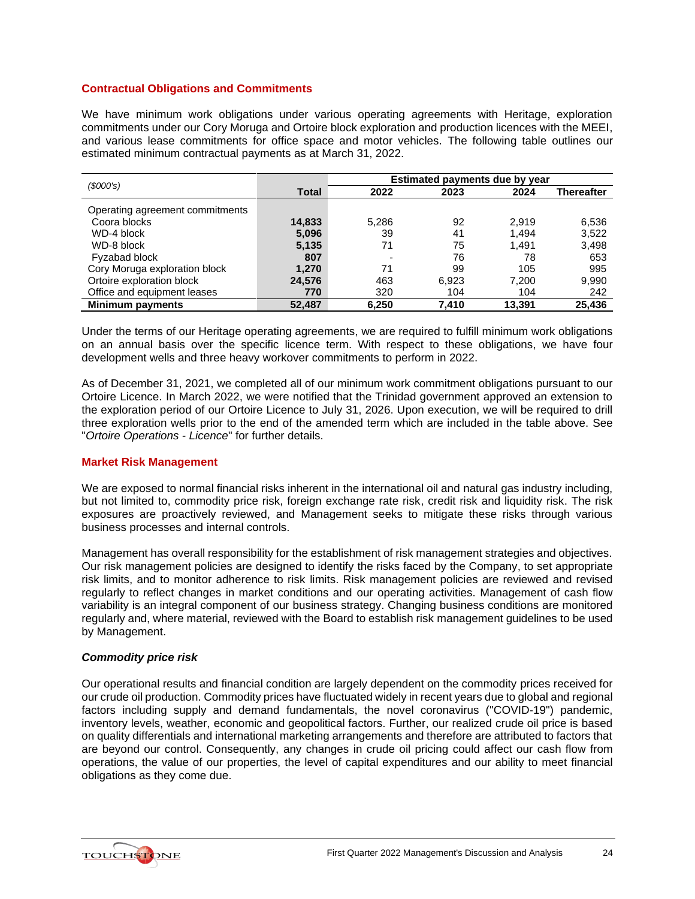## Contractual Obligations and Commitments

We have minimum work obligations under various operating agreements with Heritage, exploration commitments under our Cory Moruga and Ortoire block exploration and production licences with the MEEI, and various lease commitments for office space and motor vehicles. The following table outlines our estimated minimum contractual payments as at March 31, 2022.

| *($000's)* | Total | Estimated payments due by year | | | |
|---|---|---|---|---|---|
| | | 2022 | 2023 | 2024 | Thereafter |
| Operating agreement commitments | | | | | |
| Coora blocks | **14,833** | 5,286 | 92 | 2,919 | 6,536 |
| WD-4 block | **5,096** | 39 | 41 | 1,494 | 3,522 |
| WD-8 block | **5,135** | 71 | 75 | 1,491 | 3,498 |
| Fyzabad block | **807** | - | 76 | 78 | 653 |
| Cory Moruga exploration block | **1,270** | 71 | 99 | 105 | 995 |
| Ortoire exploration block | **24,576** | 463 | 6,923 | 7,200 | 9,990 |
| Office and equipment leases | **770** | 320 | 104 | 104 | 242 |
| **Minimum payments** | **52,487** | **6,250** | **7,410** | **13,391** | **25,436** |

Under the terms of our Heritage operating agreements, we are required to fulfill minimum work obligations on an annual basis over the specific licence term. With respect to these obligations, we have four development wells and three heavy workover commitments to perform in 2022.

As of December 31, 2021, we completed all of our minimum work commitment obligations pursuant to our Ortoire Licence. In March 2022, we were notified that the Trinidad government approved an extension to the exploration period of our Ortoire Licence to July 31, 2026. Upon execution, we will be required to drill three exploration wells prior to the end of the amended term which are included in the table above. See "*Ortoire Operations - Licence*" for further details.

## Market Risk Management

We are exposed to normal financial risks inherent in the international oil and natural gas industry including, but not limited to, commodity price risk, foreign exchange rate risk, credit risk and liquidity risk. The risk exposures are proactively reviewed, and Management seeks to mitigate these risks through various business processes and internal controls.

Management has overall responsibility for the establishment of risk management strategies and objectives. Our risk management policies are designed to identify the risks faced by the Company, to set appropriate risk limits, and to monitor adherence to risk limits. Risk management policies are reviewed and revised regularly to reflect changes in market conditions and our operating activities. Management of cash flow variability is an integral component of our business strategy. Changing business conditions are monitored regularly and, where material, reviewed with the Board to establish risk management guidelines to be used by Management.

### *Commodity price risk*

Our operational results and financial condition are largely dependent on the commodity prices received for our crude oil production. Commodity prices have fluctuated widely in recent years due to global and regional factors including supply and demand fundamentals, the novel coronavirus ("COVID-19") pandemic, inventory levels, weather, economic and geopolitical factors. Further, our realized crude oil price is based on quality differentials and international marketing arrangements and therefore are attributed to factors that are beyond our control. Consequently, any changes in crude oil pricing could affect our cash flow from operations, the value of our properties, the level of capital expenditures and our ability to meet financial obligations as they come due.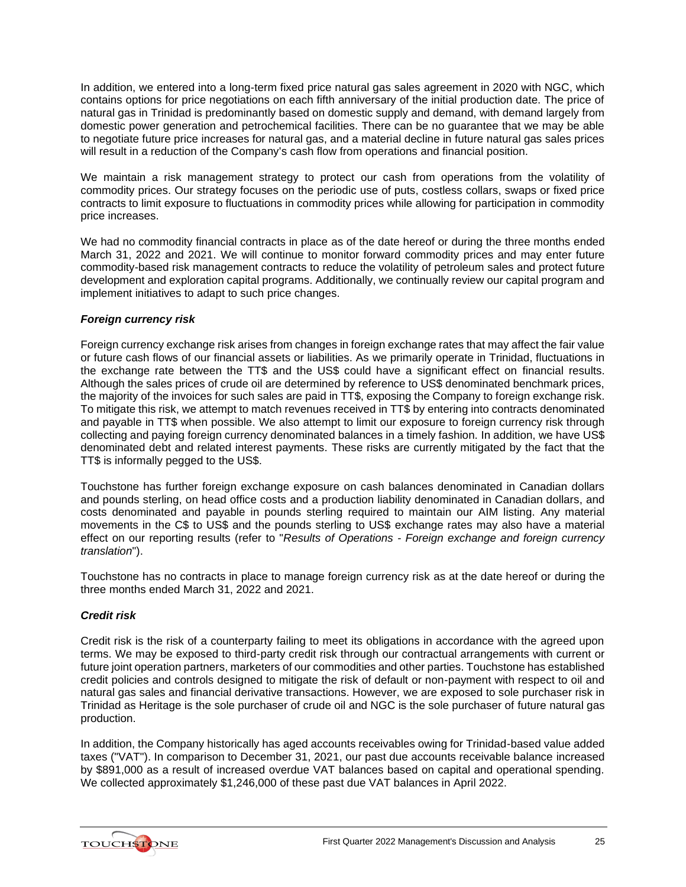In addition, we entered into a long-term fixed price natural gas sales agreement in 2020 with NGC, which contains options for price negotiations on each fifth anniversary of the initial production date. The price of natural gas in Trinidad is predominantly based on domestic supply and demand, with demand largely from domestic power generation and petrochemical facilities. There can be no guarantee that we may be able to negotiate future price increases for natural gas, and a material decline in future natural gas sales prices will result in a reduction of the Company's cash flow from operations and financial position.

We maintain a risk management strategy to protect our cash from operations from the volatility of commodity prices. Our strategy focuses on the periodic use of puts, costless collars, swaps or fixed price contracts to limit exposure to fluctuations in commodity prices while allowing for participation in commodity price increases.

We had no commodity financial contracts in place as of the date hereof or during the three months ended March 31, 2022 and 2021. We will continue to monitor forward commodity prices and may enter future commodity-based risk management contracts to reduce the volatility of petroleum sales and protect future development and exploration capital programs. Additionally, we continually review our capital program and implement initiatives to adapt to such price changes.

### *Foreign currency risk*

Foreign currency exchange risk arises from changes in foreign exchange rates that may affect the fair value or future cash flows of our financial assets or liabilities. As we primarily operate in Trinidad, fluctuations in the exchange rate between the TT$ and the US$ could have a significant effect on financial results. Although the sales prices of crude oil are determined by reference to US$ denominated benchmark prices, the majority of the invoices for such sales are paid in TT$, exposing the Company to foreign exchange risk. To mitigate this risk, we attempt to match revenues received in TT$ by entering into contracts denominated and payable in TT$ when possible. We also attempt to limit our exposure to foreign currency risk through collecting and paying foreign currency denominated balances in a timely fashion. In addition, we have US$ denominated debt and related interest payments. These risks are currently mitigated by the fact that the TT$ is informally pegged to the US$.

Touchstone has further foreign exchange exposure on cash balances denominated in Canadian dollars and pounds sterling, on head office costs and a production liability denominated in Canadian dollars, and costs denominated and payable in pounds sterling required to maintain our AIM listing. Any material movements in the C$ to US$ and the pounds sterling to US$ exchange rates may also have a material effect on our reporting results (refer to "*Results of Operations - Foreign exchange and foreign currency translation*").

Touchstone has no contracts in place to manage foreign currency risk as at the date hereof or during the three months ended March 31, 2022 and 2021.

### *Credit risk*

Credit risk is the risk of a counterparty failing to meet its obligations in accordance with the agreed upon terms. We may be exposed to third-party credit risk through our contractual arrangements with current or future joint operation partners, marketers of our commodities and other parties. Touchstone has established credit policies and controls designed to mitigate the risk of default or non-payment with respect to oil and natural gas sales and financial derivative transactions. However, we are exposed to sole purchaser risk in Trinidad as Heritage is the sole purchaser of crude oil and NGC is the sole purchaser of future natural gas production.

In addition, the Company historically has aged accounts receivables owing for Trinidad-based value added taxes ("VAT"). In comparison to December 31, 2021, our past due accounts receivable balance increased by $891,000 as a result of increased overdue VAT balances based on capital and operational spending. We collected approximately $1,246,000 of these past due VAT balances in April 2022.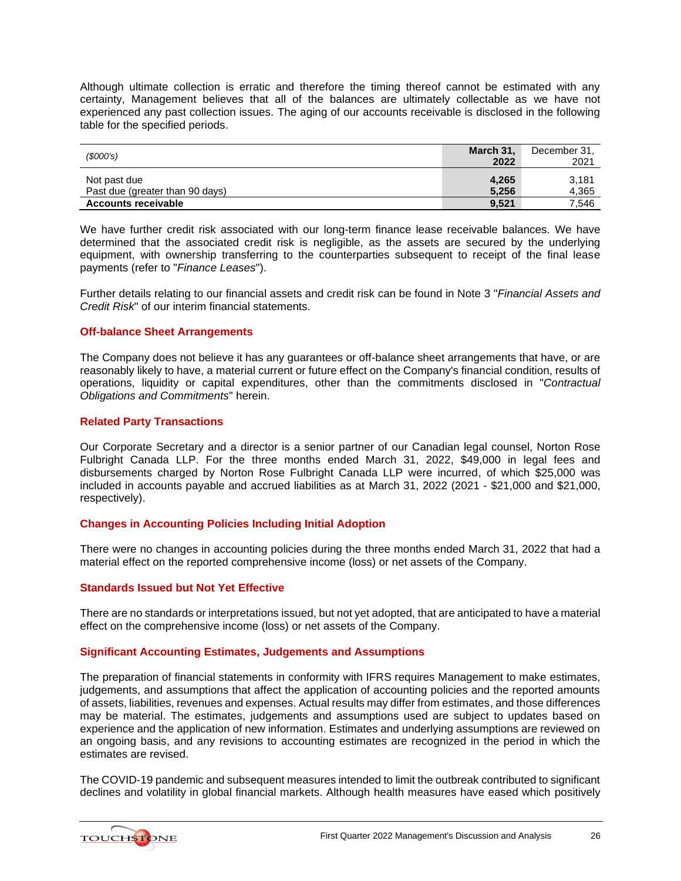Although ultimate collection is erratic and therefore the timing thereof cannot be estimated with any certainty, Management believes that all of the balances are ultimately collectable as we have not experienced any past collection issues. The aging of our accounts receivable is disclosed in the following table for the specified periods.

| *($000's)* | **March 31, 2022** | December 31, 2021 |
|---|---|---|
| Not past due | **4,265** | 3,181 |
| Past due (greater than 90 days) | **5,256** | 4,365 |
| **Accounts receivable** | **9,521** | 7,546 |

We have further credit risk associated with our long-term finance lease receivable balances. We have determined that the associated credit risk is negligible, as the assets are secured by the underlying equipment, with ownership transferring to the counterparties subsequent to receipt of the final lease payments (refer to "*Finance Leases*").

Further details relating to our financial assets and credit risk can be found in Note 3 "*Financial Assets and Credit Risk*" of our interim financial statements.

### Off-balance Sheet Arrangements

The Company does not believe it has any guarantees or off-balance sheet arrangements that have, or are reasonably likely to have, a material current or future effect on the Company's financial condition, results of operations, liquidity or capital expenditures, other than the commitments disclosed in "*Contractual Obligations and Commitments*" herein.

### Related Party Transactions

Our Corporate Secretary and a director is a senior partner of our Canadian legal counsel, Norton Rose Fulbright Canada LLP. For the three months ended March 31, 2022, $49,000 in legal fees and disbursements charged by Norton Rose Fulbright Canada LLP were incurred, of which $25,000 was included in accounts payable and accrued liabilities as at March 31, 2022 (2021 - $21,000 and $21,000, respectively).

### Changes in Accounting Policies Including Initial Adoption

There were no changes in accounting policies during the three months ended March 31, 2022 that had a material effect on the reported comprehensive income (loss) or net assets of the Company.

### Standards Issued but Not Yet Effective

There are no standards or interpretations issued, but not yet adopted, that are anticipated to have a material effect on the comprehensive income (loss) or net assets of the Company.

### Significant Accounting Estimates, Judgements and Assumptions

The preparation of financial statements in conformity with IFRS requires Management to make estimates, judgements, and assumptions that affect the application of accounting policies and the reported amounts of assets, liabilities, revenues and expenses. Actual results may differ from estimates, and those differences may be material. The estimates, judgements and assumptions used are subject to updates based on experience and the application of new information. Estimates and underlying assumptions are reviewed on an ongoing basis, and any revisions to accounting estimates are recognized in the period in which the estimates are revised.

The COVID-19 pandemic and subsequent measures intended to limit the outbreak contributed to significant declines and volatility in global financial markets. Although health measures have eased which positively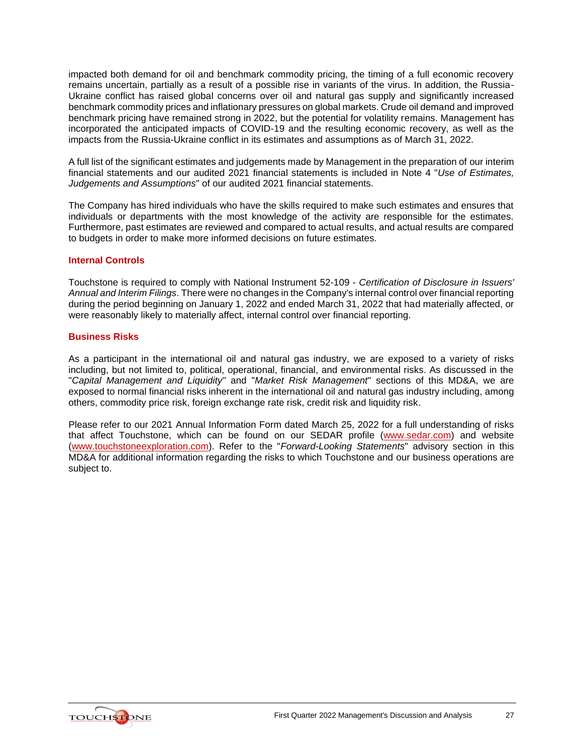impacted both demand for oil and benchmark commodity pricing, the timing of a full economic recovery remains uncertain, partially as a result of a possible rise in variants of the virus. In addition, the Russia-Ukraine conflict has raised global concerns over oil and natural gas supply and significantly increased benchmark commodity prices and inflationary pressures on global markets. Crude oil demand and improved benchmark pricing have remained strong in 2022, but the potential for volatility remains. Management has incorporated the anticipated impacts of COVID-19 and the resulting economic recovery, as well as the impacts from the Russia-Ukraine conflict in its estimates and assumptions as of March 31, 2022.

A full list of the significant estimates and judgements made by Management in the preparation of our interim financial statements and our audited 2021 financial statements is included in Note 4 "*Use of Estimates, Judgements and Assumptions*" of our audited 2021 financial statements.

The Company has hired individuals who have the skills required to make such estimates and ensures that individuals or departments with the most knowledge of the activity are responsible for the estimates. Furthermore, past estimates are reviewed and compared to actual results, and actual results are compared to budgets in order to make more informed decisions on future estimates.

## Internal Controls

Touchstone is required to comply with National Instrument 52-109 - *Certification of Disclosure in Issuers' Annual and Interim Filings*. There were no changes in the Company's internal control over financial reporting during the period beginning on January 1, 2022 and ended March 31, 2022 that had materially affected, or were reasonably likely to materially affect, internal control over financial reporting.

## Business Risks

As a participant in the international oil and natural gas industry, we are exposed to a variety of risks including, but not limited to, political, operational, financial, and environmental risks. As discussed in the "*Capital Management and Liquidity*" and "*Market Risk Management*" sections of this MD&A, we are exposed to normal financial risks inherent in the international oil and natural gas industry including, among others, commodity price risk, foreign exchange rate risk, credit risk and liquidity risk.

Please refer to our 2021 Annual Information Form dated March 25, 2022 for a full understanding of risks that affect Touchstone, which can be found on our SEDAR profile (www.sedar.com) and website (www.touchstoneexploration.com). Refer to the "*Forward-Looking Statements*" advisory section in this MD&A for additional information regarding the risks to which Touchstone and our business operations are subject to.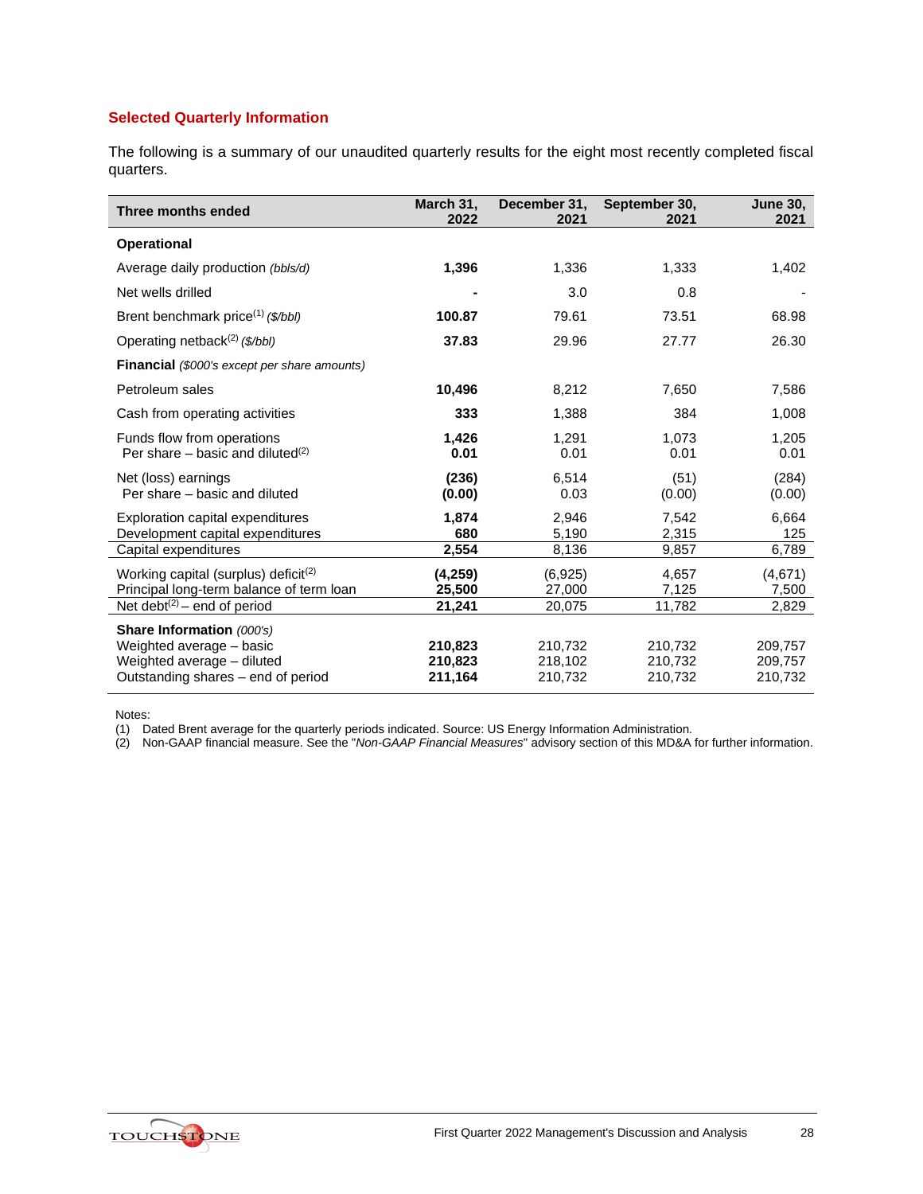## Selected Quarterly Information

The following is a summary of our unaudited quarterly results for the eight most recently completed fiscal quarters.

| Three months ended | March 31, 2022 | December 31, 2021 | September 30, 2021 | June 30, 2021 |
|---|---|---|---|---|
| **Operational** | | | | |
| Average daily production *(bbls/d)* | **1,396** | 1,336 | 1,333 | 1,402 |
| Net wells drilled | **-** | 3.0 | 0.8 | - |
| Brent benchmark price[(1)] *($/bbl)* | **100.87** | 79.61 | 73.51 | 68.98 |
| Operating netback[(2)] *($/bbl)* | **37.83** | 29.96 | 27.77 | 26.30 |
| **Financial** *($000's except per share amounts)* | | | | |
| Petroleum sales | **10,496** | 8,212 | 7,650 | 7,586 |
| Cash from operating activities | **333** | 1,388 | 384 | 1,008 |
| Funds flow from operations | **1,426** | 1,291 | 1,073 | 1,205 |
| Per share – basic and diluted[(2)] | **0.01** | 0.01 | 0.01 | 0.01 |
| Net (loss) earnings | **(236)** | 6,514 | (51) | (284) |
| Per share – basic and diluted | **(0.00)** | 0.03 | (0.00) | (0.00) |
| Exploration capital expenditures | **1,874** | 2,946 | 7,542 | 6,664 |
| Development capital expenditures | **680** | 5,190 | 2,315 | 125 |
| Capital expenditures | **2,554** | 8,136 | 9,857 | 6,789 |
| Working capital (surplus) deficit[(2)] | **(4,259)** | (6,925) | 4,657 | (4,671) |
| Principal long-term balance of term loan | **25,500** | 27,000 | 7,125 | 7,500 |
| Net debt[(2)] – end of period | **21,241** | 20,075 | 11,782 | 2,829 |
| **Share Information** *(000's)* | | | | |
| Weighted average – basic | **210,823** | 210,732 | 210,732 | 209,757 |
| Weighted average – diluted | **210,823** | 218,102 | 210,732 | 209,757 |
| Outstanding shares – end of period | **211,164** | 210,732 | 210,732 | 210,732 |

Notes:
(1) Dated Brent average for the quarterly periods indicated. Source: US Energy Information Administration.
(2) Non-GAAP financial measure. See the "*Non-GAAP Financial Measures*" advisory section of this MD&A for further information.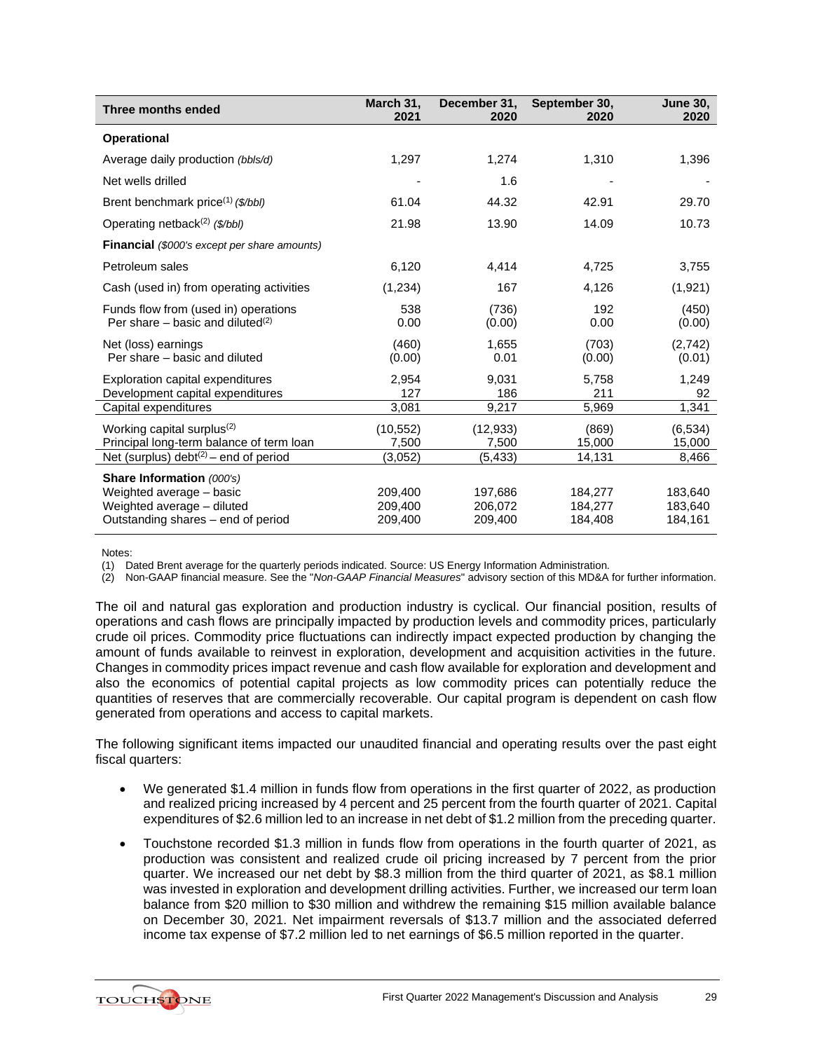| Three months ended | March 31, 2021 | December 31, 2020 | September 30, 2020 | June 30, 2020 |
|---|---|---|---|---|
| **Operational** | | | | |
| Average daily production *(bbls/d)* | 1,297 | 1,274 | 1,310 | 1,396 |
| Net wells drilled | - | 1.6 | - | - |
| Brent benchmark price[(1)] *($/bbl)* | 61.04 | 44.32 | 42.91 | 29.70 |
| Operating netback[(2)] *($/bbl)* | 21.98 | 13.90 | 14.09 | 10.73 |
| **Financial** *($000's except per share amounts)* | | | | |
| Petroleum sales | 6,120 | 4,414 | 4,725 | 3,755 |
| Cash (used in) from operating activities | (1,234) | 167 | 4,126 | (1,921) |
| Funds flow from (used in) operations | 538 | (736) | 192 | (450) |
| Per share – basic and diluted[(2)] | 0.00 | (0.00) | 0.00 | (0.00) |
| Net (loss) earnings | (460) | 1,655 | (703) | (2,742) |
| Per share – basic and diluted | (0.00) | 0.01 | (0.00) | (0.01) |
| Exploration capital expenditures | 2,954 | 9,031 | 5,758 | 1,249 |
| Development capital expenditures | 127 | 186 | 211 | 92 |
| Capital expenditures | 3,081 | 9,217 | 5,969 | 1,341 |
| Working capital surplus[(2)] | (10,552) | (12,933) | (869) | (6,534) |
| Principal long-term balance of term loan | 7,500 | 7,500 | 15,000 | 15,000 |
| Net (surplus) debt[(2)] – end of period | (3,052) | (5,433) | 14,131 | 8,466 |
| **Share Information** *(000's)* | | | | |
| Weighted average – basic | 209,400 | 197,686 | 184,277 | 183,640 |
| Weighted average – diluted | 209,400 | 206,072 | 184,277 | 183,640 |
| Outstanding shares – end of period | 209,400 | 209,400 | 184,408 | 184,161 |

Notes:
(1) Dated Brent average for the quarterly periods indicated. Source: US Energy Information Administration.
(2) Non-GAAP financial measure. See the "*Non-GAAP Financial Measures*" advisory section of this MD&A for further information.

The oil and natural gas exploration and production industry is cyclical. Our financial position, results of operations and cash flows are principally impacted by production levels and commodity prices, particularly crude oil prices. Commodity price fluctuations can indirectly impact expected production by changing the amount of funds available to reinvest in exploration, development and acquisition activities in the future. Changes in commodity prices impact revenue and cash flow available for exploration and development and also the economics of potential capital projects as low commodity prices can potentially reduce the quantities of reserves that are commercially recoverable. Our capital program is dependent on cash flow generated from operations and access to capital markets.

The following significant items impacted our unaudited financial and operating results over the past eight fiscal quarters:

- We generated $1.4 million in funds flow from operations in the first quarter of 2022, as production and realized pricing increased by 4 percent and 25 percent from the fourth quarter of 2021. Capital expenditures of $2.6 million led to an increase in net debt of $1.2 million from the preceding quarter.
- Touchstone recorded $1.3 million in funds flow from operations in the fourth quarter of 2021, as production was consistent and realized crude oil pricing increased by 7 percent from the prior quarter. We increased our net debt by $8.3 million from the third quarter of 2021, as $8.1 million was invested in exploration and development drilling activities. Further, we increased our term loan balance from $20 million to $30 million and withdrew the remaining $15 million available balance on December 30, 2021. Net impairment reversals of $13.7 million and the associated deferred income tax expense of $7.2 million led to net earnings of $6.5 million reported in the quarter.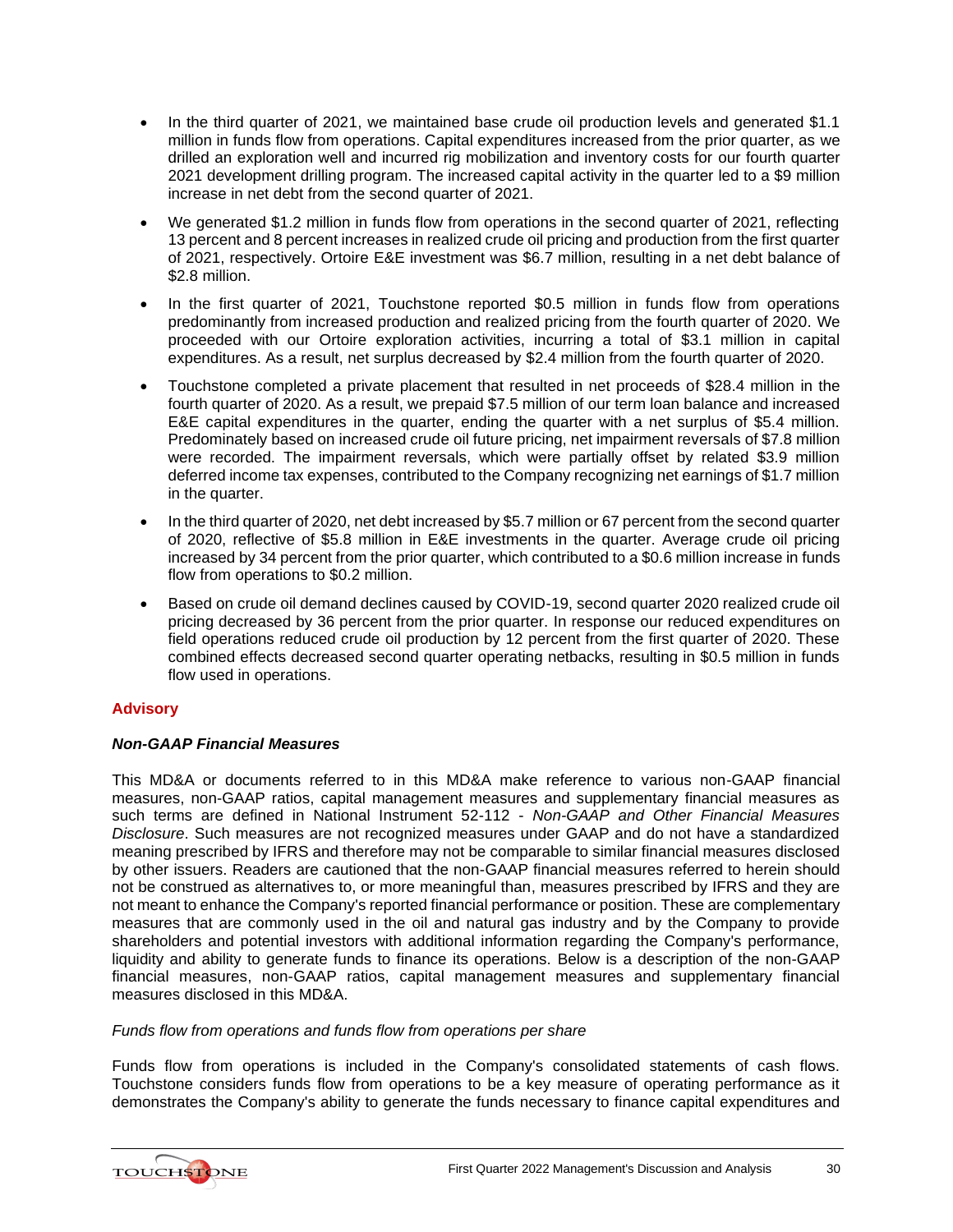- In the third quarter of 2021, we maintained base crude oil production levels and generated $1.1 million in funds flow from operations. Capital expenditures increased from the prior quarter, as we drilled an exploration well and incurred rig mobilization and inventory costs for our fourth quarter 2021 development drilling program. The increased capital activity in the quarter led to a $9 million increase in net debt from the second quarter of 2021.
- We generated $1.2 million in funds flow from operations in the second quarter of 2021, reflecting 13 percent and 8 percent increases in realized crude oil pricing and production from the first quarter of 2021, respectively. Ortoire E&E investment was $6.7 million, resulting in a net debt balance of $2.8 million.
- In the first quarter of 2021, Touchstone reported $0.5 million in funds flow from operations predominantly from increased production and realized pricing from the fourth quarter of 2020. We proceeded with our Ortoire exploration activities, incurring a total of $3.1 million in capital expenditures. As a result, net surplus decreased by $2.4 million from the fourth quarter of 2020.
- Touchstone completed a private placement that resulted in net proceeds of $28.4 million in the fourth quarter of 2020. As a result, we prepaid $7.5 million of our term loan balance and increased E&E capital expenditures in the quarter, ending the quarter with a net surplus of $5.4 million. Predominately based on increased crude oil future pricing, net impairment reversals of $7.8 million were recorded. The impairment reversals, which were partially offset by related $3.9 million deferred income tax expenses, contributed to the Company recognizing net earnings of $1.7 million in the quarter.
- In the third quarter of 2020, net debt increased by $5.7 million or 67 percent from the second quarter of 2020, reflective of $5.8 million in E&E investments in the quarter. Average crude oil pricing increased by 34 percent from the prior quarter, which contributed to a $0.6 million increase in funds flow from operations to $0.2 million.
- Based on crude oil demand declines caused by COVID-19, second quarter 2020 realized crude oil pricing decreased by 36 percent from the prior quarter. In response our reduced expenditures on field operations reduced crude oil production by 12 percent from the first quarter of 2020. These combined effects decreased second quarter operating netbacks, resulting in $0.5 million in funds flow used in operations.

## Advisory

### *Non-GAAP Financial Measures*

This MD&A or documents referred to in this MD&A make reference to various non-GAAP financial measures, non-GAAP ratios, capital management measures and supplementary financial measures as such terms are defined in National Instrument 52-112 - *Non-GAAP and Other Financial Measures Disclosure*. Such measures are not recognized measures under GAAP and do not have a standardized meaning prescribed by IFRS and therefore may not be comparable to similar financial measures disclosed by other issuers. Readers are cautioned that the non-GAAP financial measures referred to herein should not be construed as alternatives to, or more meaningful than, measures prescribed by IFRS and they are not meant to enhance the Company's reported financial performance or position. These are complementary measures that are commonly used in the oil and natural gas industry and by the Company to provide shareholders and potential investors with additional information regarding the Company's performance, liquidity and ability to generate funds to finance its operations. Below is a description of the non-GAAP financial measures, non-GAAP ratios, capital management measures and supplementary financial measures disclosed in this MD&A.

*Funds flow from operations and funds flow from operations per share*

Funds flow from operations is included in the Company's consolidated statements of cash flows. Touchstone considers funds flow from operations to be a key measure of operating performance as it demonstrates the Company's ability to generate the funds necessary to finance capital expenditures and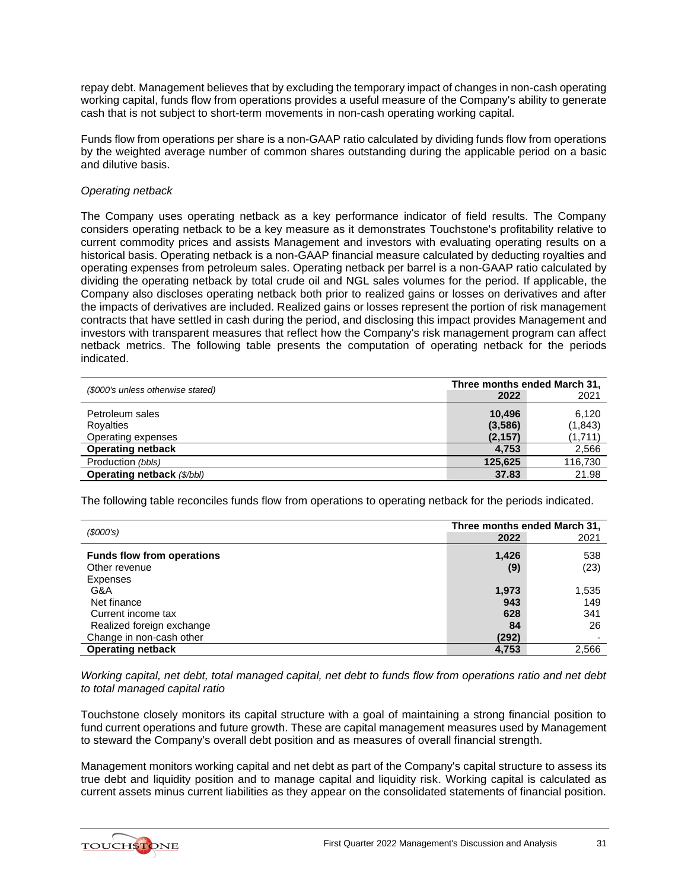repay debt. Management believes that by excluding the temporary impact of changes in non-cash operating working capital, funds flow from operations provides a useful measure of the Company's ability to generate cash that is not subject to short-term movements in non-cash operating working capital.

Funds flow from operations per share is a non-GAAP ratio calculated by dividing funds flow from operations by the weighted average number of common shares outstanding during the applicable period on a basic and dilutive basis.

*Operating netback*

The Company uses operating netback as a key performance indicator of field results. The Company considers operating netback to be a key measure as it demonstrates Touchstone's profitability relative to current commodity prices and assists Management and investors with evaluating operating results on a historical basis. Operating netback is a non-GAAP financial measure calculated by deducting royalties and operating expenses from petroleum sales. Operating netback per barrel is a non-GAAP ratio calculated by dividing the operating netback by total crude oil and NGL sales volumes for the period. If applicable, the Company also discloses operating netback both prior to realized gains or losses on derivatives and after the impacts of derivatives are included. Realized gains or losses represent the portion of risk management contracts that have settled in cash during the period, and disclosing this impact provides Management and investors with transparent measures that reflect how the Company's risk management program can affect netback metrics. The following table presents the computation of operating netback for the periods indicated.

| *($000's unless otherwise stated)* | Three months ended March 31, | |
|---|---|---|
| | **2022** | 2021 |
| Petroleum sales | **10,496** | 6,120 |
| Royalties | **(3,586)** | (1,843) |
| Operating expenses | **(2,157)** | (1,711) |
| **Operating netback** | **4,753** | 2,566 |
| Production *(bbls)* | **125,625** | 116,730 |
| **Operating netback** *($/bbl)* | **37.83** | 21.98 |

The following table reconciles funds flow from operations to operating netback for the periods indicated.

| *($000's)* | Three months ended March 31, | |
|---|---|---|
| | **2022** | 2021 |
| **Funds flow from operations** | **1,426** | 538 |
| Other revenue | **(9)** | (23) |
| Expenses | | |
| G&A | **1,973** | 1,535 |
| Net finance | **943** | 149 |
| Current income tax | **628** | 341 |
| Realized foreign exchange | **84** | 26 |
| Change in non-cash other | **(292)** | - |
| **Operating netback** | **4,753** | 2,566 |

*Working capital, net debt, total managed capital, net debt to funds flow from operations ratio and net debt to total managed capital ratio*

Touchstone closely monitors its capital structure with a goal of maintaining a strong financial position to fund current operations and future growth. These are capital management measures used by Management to steward the Company's overall debt position and as measures of overall financial strength.

Management monitors working capital and net debt as part of the Company's capital structure to assess its true debt and liquidity position and to manage capital and liquidity risk. Working capital is calculated as current assets minus current liabilities as they appear on the consolidated statements of financial position.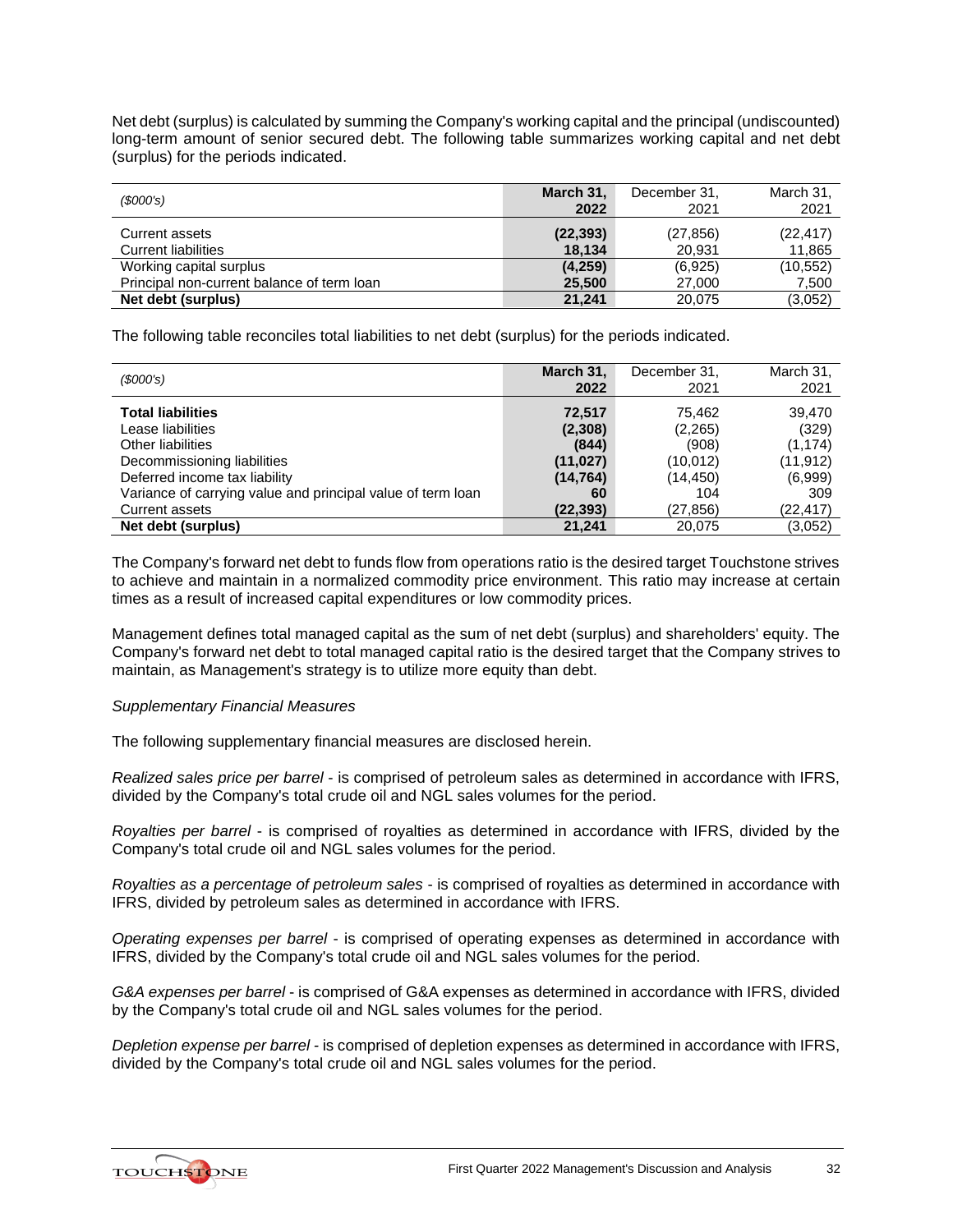Net debt (surplus) is calculated by summing the Company's working capital and the principal (undiscounted) long-term amount of senior secured debt. The following table summarizes working capital and net debt (surplus) for the periods indicated.

| *($000's)* | **March 31, 2022** | December 31, 2021 | March 31, 2021 |
|---|---|---|---|
| Current assets | **(22,393)** | (27,856) | (22,417) |
| Current liabilities | **18,134** | 20,931 | 11,865 |
| Working capital surplus | **(4,259)** | (6,925) | (10,552) |
| Principal non-current balance of term loan | **25,500** | 27,000 | 7,500 |
| **Net debt (surplus)** | **21,241** | 20,075 | (3,052) |

The following table reconciles total liabilities to net debt (surplus) for the periods indicated.

| *($000's)* | **March 31, 2022** | December 31, 2021 | March 31, 2021 |
|---|---|---|---|
| **Total liabilities** | **72,517** | 75,462 | 39,470 |
| Lease liabilities | **(2,308)** | (2,265) | (329) |
| Other liabilities | **(844)** | (908) | (1,174) |
| Decommissioning liabilities | **(11,027)** | (10,012) | (11,912) |
| Deferred income tax liability | **(14,764)** | (14,450) | (6,999) |
| Variance of carrying value and principal value of term loan | **60** | 104 | 309 |
| Current assets | **(22,393)** | (27,856) | (22,417) |
| **Net debt (surplus)** | **21,241** | 20,075 | (3,052) |

The Company's forward net debt to funds flow from operations ratio is the desired target Touchstone strives to achieve and maintain in a normalized commodity price environment. This ratio may increase at certain times as a result of increased capital expenditures or low commodity prices.

Management defines total managed capital as the sum of net debt (surplus) and shareholders' equity. The Company's forward net debt to total managed capital ratio is the desired target that the Company strives to maintain, as Management's strategy is to utilize more equity than debt.

*Supplementary Financial Measures*

The following supplementary financial measures are disclosed herein.

*Realized sales price per barrel* - is comprised of petroleum sales as determined in accordance with IFRS, divided by the Company's total crude oil and NGL sales volumes for the period.

*Royalties per barrel* - is comprised of royalties as determined in accordance with IFRS, divided by the Company's total crude oil and NGL sales volumes for the period.

*Royalties as a percentage of petroleum sales* - is comprised of royalties as determined in accordance with IFRS, divided by petroleum sales as determined in accordance with IFRS.

*Operating expenses per barrel* - is comprised of operating expenses as determined in accordance with IFRS, divided by the Company's total crude oil and NGL sales volumes for the period.

*G&A expenses per barrel* - is comprised of G&A expenses as determined in accordance with IFRS, divided by the Company's total crude oil and NGL sales volumes for the period.

*Depletion expense per barrel* - is comprised of depletion expenses as determined in accordance with IFRS, divided by the Company's total crude oil and NGL sales volumes for the period.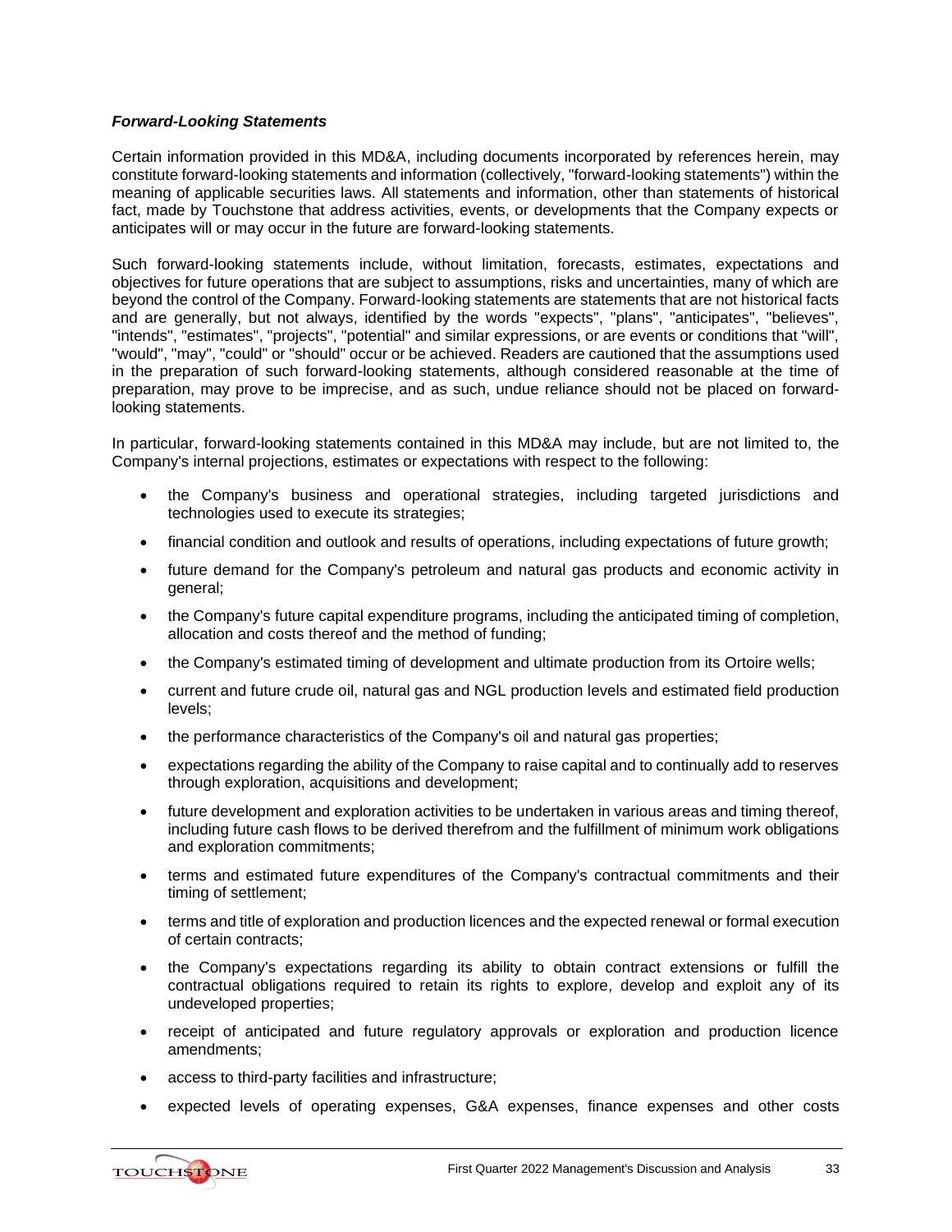### *Forward-Looking Statements*

Certain information provided in this MD&A, including documents incorporated by references herein, may constitute forward-looking statements and information (collectively, "forward-looking statements") within the meaning of applicable securities laws. All statements and information, other than statements of historical fact, made by Touchstone that address activities, events, or developments that the Company expects or anticipates will or may occur in the future are forward-looking statements.

Such forward-looking statements include, without limitation, forecasts, estimates, expectations and objectives for future operations that are subject to assumptions, risks and uncertainties, many of which are beyond the control of the Company. Forward-looking statements are statements that are not historical facts and are generally, but not always, identified by the words "expects", "plans", "anticipates", "believes", "intends", "estimates", "projects", "potential" and similar expressions, or are events or conditions that "will", "would", "may", "could" or "should" occur or be achieved. Readers are cautioned that the assumptions used in the preparation of such forward-looking statements, although considered reasonable at the time of preparation, may prove to be imprecise, and as such, undue reliance should not be placed on forward-looking statements.

In particular, forward-looking statements contained in this MD&A may include, but are not limited to, the Company's internal projections, estimates or expectations with respect to the following:

- the Company's business and operational strategies, including targeted jurisdictions and technologies used to execute its strategies;
- financial condition and outlook and results of operations, including expectations of future growth;
- future demand for the Company's petroleum and natural gas products and economic activity in general;
- the Company's future capital expenditure programs, including the anticipated timing of completion, allocation and costs thereof and the method of funding;
- the Company's estimated timing of development and ultimate production from its Ortoire wells;
- current and future crude oil, natural gas and NGL production levels and estimated field production levels;
- the performance characteristics of the Company's oil and natural gas properties;
- expectations regarding the ability of the Company to raise capital and to continually add to reserves through exploration, acquisitions and development;
- future development and exploration activities to be undertaken in various areas and timing thereof, including future cash flows to be derived therefrom and the fulfillment of minimum work obligations and exploration commitments;
- terms and estimated future expenditures of the Company's contractual commitments and their timing of settlement;
- terms and title of exploration and production licences and the expected renewal or formal execution of certain contracts;
- the Company's expectations regarding its ability to obtain contract extensions or fulfill the contractual obligations required to retain its rights to explore, develop and exploit any of its undeveloped properties;
- receipt of anticipated and future regulatory approvals or exploration and production licence amendments;
- access to third-party facilities and infrastructure;
- expected levels of operating expenses, G&A expenses, finance expenses and other costs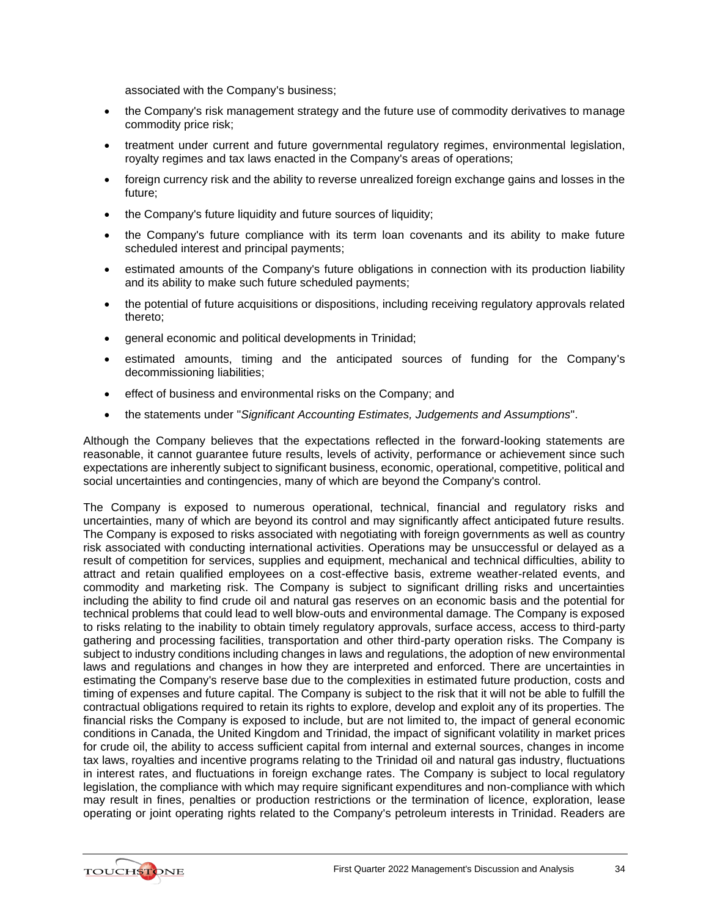associated with the Company's business;

- the Company's risk management strategy and the future use of commodity derivatives to manage commodity price risk;
- treatment under current and future governmental regulatory regimes, environmental legislation, royalty regimes and tax laws enacted in the Company's areas of operations;
- foreign currency risk and the ability to reverse unrealized foreign exchange gains and losses in the future;
- the Company's future liquidity and future sources of liquidity;
- the Company's future compliance with its term loan covenants and its ability to make future scheduled interest and principal payments;
- estimated amounts of the Company's future obligations in connection with its production liability and its ability to make such future scheduled payments;
- the potential of future acquisitions or dispositions, including receiving regulatory approvals related thereto;
- general economic and political developments in Trinidad;
- estimated amounts, timing and the anticipated sources of funding for the Company's decommissioning liabilities;
- effect of business and environmental risks on the Company; and
- the statements under "*Significant Accounting Estimates, Judgements and Assumptions*".

Although the Company believes that the expectations reflected in the forward-looking statements are reasonable, it cannot guarantee future results, levels of activity, performance or achievement since such expectations are inherently subject to significant business, economic, operational, competitive, political and social uncertainties and contingencies, many of which are beyond the Company's control.

The Company is exposed to numerous operational, technical, financial and regulatory risks and uncertainties, many of which are beyond its control and may significantly affect anticipated future results. The Company is exposed to risks associated with negotiating with foreign governments as well as country risk associated with conducting international activities. Operations may be unsuccessful or delayed as a result of competition for services, supplies and equipment, mechanical and technical difficulties, ability to attract and retain qualified employees on a cost-effective basis, extreme weather-related events, and commodity and marketing risk. The Company is subject to significant drilling risks and uncertainties including the ability to find crude oil and natural gas reserves on an economic basis and the potential for technical problems that could lead to well blow-outs and environmental damage. The Company is exposed to risks relating to the inability to obtain timely regulatory approvals, surface access, access to third-party gathering and processing facilities, transportation and other third-party operation risks. The Company is subject to industry conditions including changes in laws and regulations, the adoption of new environmental laws and regulations and changes in how they are interpreted and enforced. There are uncertainties in estimating the Company's reserve base due to the complexities in estimated future production, costs and timing of expenses and future capital. The Company is subject to the risk that it will not be able to fulfill the contractual obligations required to retain its rights to explore, develop and exploit any of its properties. The financial risks the Company is exposed to include, but are not limited to, the impact of general economic conditions in Canada, the United Kingdom and Trinidad, the impact of significant volatility in market prices for crude oil, the ability to access sufficient capital from internal and external sources, changes in income tax laws, royalties and incentive programs relating to the Trinidad oil and natural gas industry, fluctuations in interest rates, and fluctuations in foreign exchange rates. The Company is subject to local regulatory legislation, the compliance with which may require significant expenditures and non-compliance with which may result in fines, penalties or production restrictions or the termination of licence, exploration, lease operating or joint operating rights related to the Company's petroleum interests in Trinidad. Readers are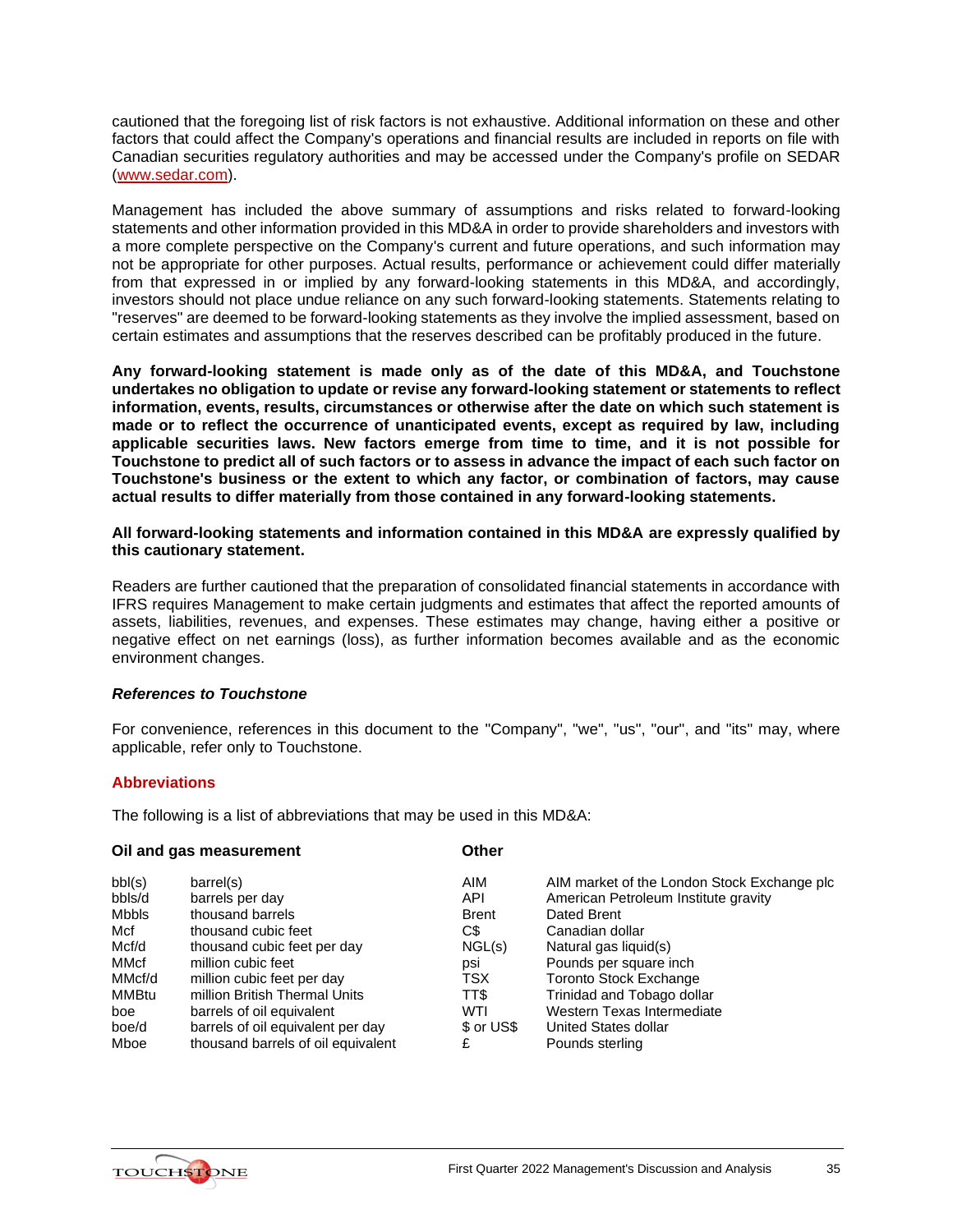cautioned that the foregoing list of risk factors is not exhaustive. Additional information on these and other factors that could affect the Company's operations and financial results are included in reports on file with Canadian securities regulatory authorities and may be accessed under the Company's profile on SEDAR (www.sedar.com).

Management has included the above summary of assumptions and risks related to forward-looking statements and other information provided in this MD&A in order to provide shareholders and investors with a more complete perspective on the Company's current and future operations, and such information may not be appropriate for other purposes. Actual results, performance or achievement could differ materially from that expressed in or implied by any forward-looking statements in this MD&A, and accordingly, investors should not place undue reliance on any such forward-looking statements. Statements relating to "reserves" are deemed to be forward-looking statements as they involve the implied assessment, based on certain estimates and assumptions that the reserves described can be profitably produced in the future.

**Any forward-looking statement is made only as of the date of this MD&A, and Touchstone undertakes no obligation to update or revise any forward-looking statement or statements to reflect information, events, results, circumstances or otherwise after the date on which such statement is made or to reflect the occurrence of unanticipated events, except as required by law, including applicable securities laws. New factors emerge from time to time, and it is not possible for Touchstone to predict all of such factors or to assess in advance the impact of each such factor on Touchstone's business or the extent to which any factor, or combination of factors, may cause actual results to differ materially from those contained in any forward-looking statements.**

**All forward-looking statements and information contained in this MD&A are expressly qualified by this cautionary statement.**

Readers are further cautioned that the preparation of consolidated financial statements in accordance with IFRS requires Management to make certain judgments and estimates that affect the reported amounts of assets, liabilities, revenues, and expenses. These estimates may change, having either a positive or negative effect on net earnings (loss), as further information becomes available and as the economic environment changes.

***References to Touchstone***

For convenience, references in this document to the "Company", "we", "us", "our", and "its" may, where applicable, refer only to Touchstone.

## Abbreviations

The following is a list of abbreviations that may be used in this MD&A:

| **Oil and gas measurement** | | **Other** | |
|---|---|---|---|
| bbl(s) | barrel(s) | AIM | AIM market of the London Stock Exchange plc |
| bbls/d | barrels per day | API | American Petroleum Institute gravity |
| Mbbls | thousand barrels | Brent | Dated Brent |
| Mcf | thousand cubic feet | C$ | Canadian dollar |
| Mcf/d | thousand cubic feet per day | NGL(s) | Natural gas liquid(s) |
| MMcf | million cubic feet | psi | Pounds per square inch |
| MMcf/d | million cubic feet per day | TSX | Toronto Stock Exchange |
| MMBtu | million British Thermal Units | TT$ | Trinidad and Tobago dollar |
| boe | barrels of oil equivalent | WTI | Western Texas Intermediate |
| boe/d | barrels of oil equivalent per day | $ or US$ | United States dollar |
| Mboe | thousand barrels of oil equivalent | £ | Pounds sterling |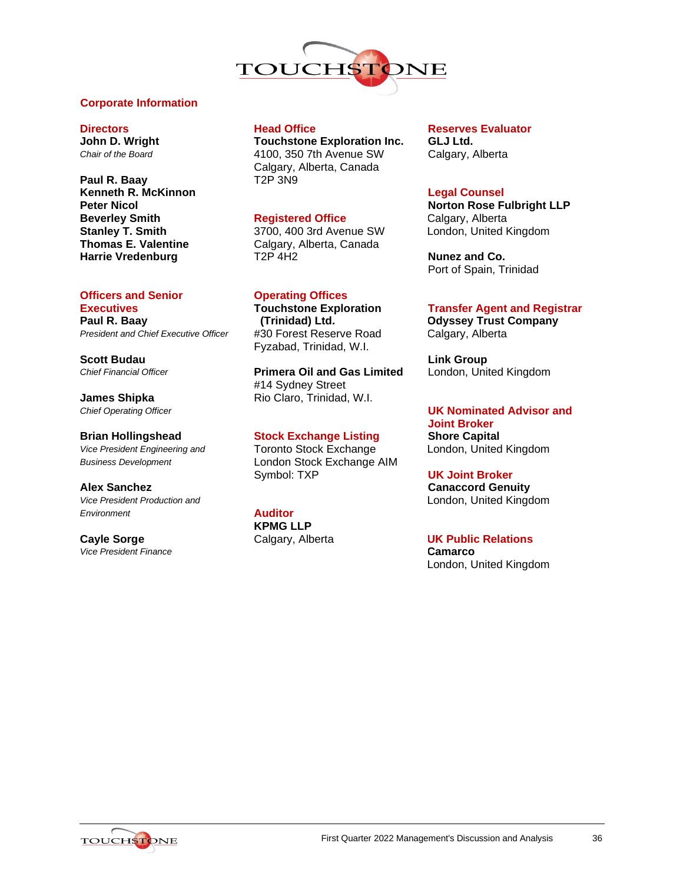## Corporate Information

### Directors

**John D. Wright**
*Chair of the Board*

**Paul R. Baay**
**Kenneth R. McKinnon**
**Peter Nicol**
**Beverley Smith**
**Stanley T. Smith**
**Thomas E. Valentine**
**Harrie Vredenburg**

### Officers and Senior Executives

**Paul R. Baay**
*President and Chief Executive Officer*

**Scott Budau**
*Chief Financial Officer*

**James Shipka**
*Chief Operating Officer*

**Brian Hollingshead**
*Vice President Engineering and Business Development*

**Alex Sanchez**
*Vice President Production and Environment*

**Cayle Sorge**
*Vice President Finance*

### Head Office

**Touchstone Exploration Inc.**
4100, 350 7th Avenue SW
Calgary, Alberta, Canada
T2P 3N9

### Registered Office

3700, 400 3rd Avenue SW
Calgary, Alberta, Canada
T2P 4H2

### Operating Offices

**Touchstone Exploration (Trinidad) Ltd.**
#30 Forest Reserve Road
Fyzabad, Trinidad, W.I.

**Primera Oil and Gas Limited**
#14 Sydney Street
Rio Claro, Trinidad, W.I.

### Stock Exchange Listing

Toronto Stock Exchange
London Stock Exchange AIM
Symbol: TXP

### Auditor

**KPMG LLP**
Calgary, Alberta

### Reserves Evaluator

**GLJ Ltd.**
Calgary, Alberta

### Legal Counsel

**Norton Rose Fulbright LLP**
Calgary, Alberta
London, United Kingdom

**Nunez and Co.**
Port of Spain, Trinidad

### Transfer Agent and Registrar

**Odyssey Trust Company**
Calgary, Alberta

**Link Group**
London, United Kingdom

### UK Nominated Advisor and Joint Broker

**Shore Capital**
London, United Kingdom

### UK Joint Broker

**Canaccord Genuity**
London, United Kingdom

### UK Public Relations

**Camarco**
London, United Kingdom